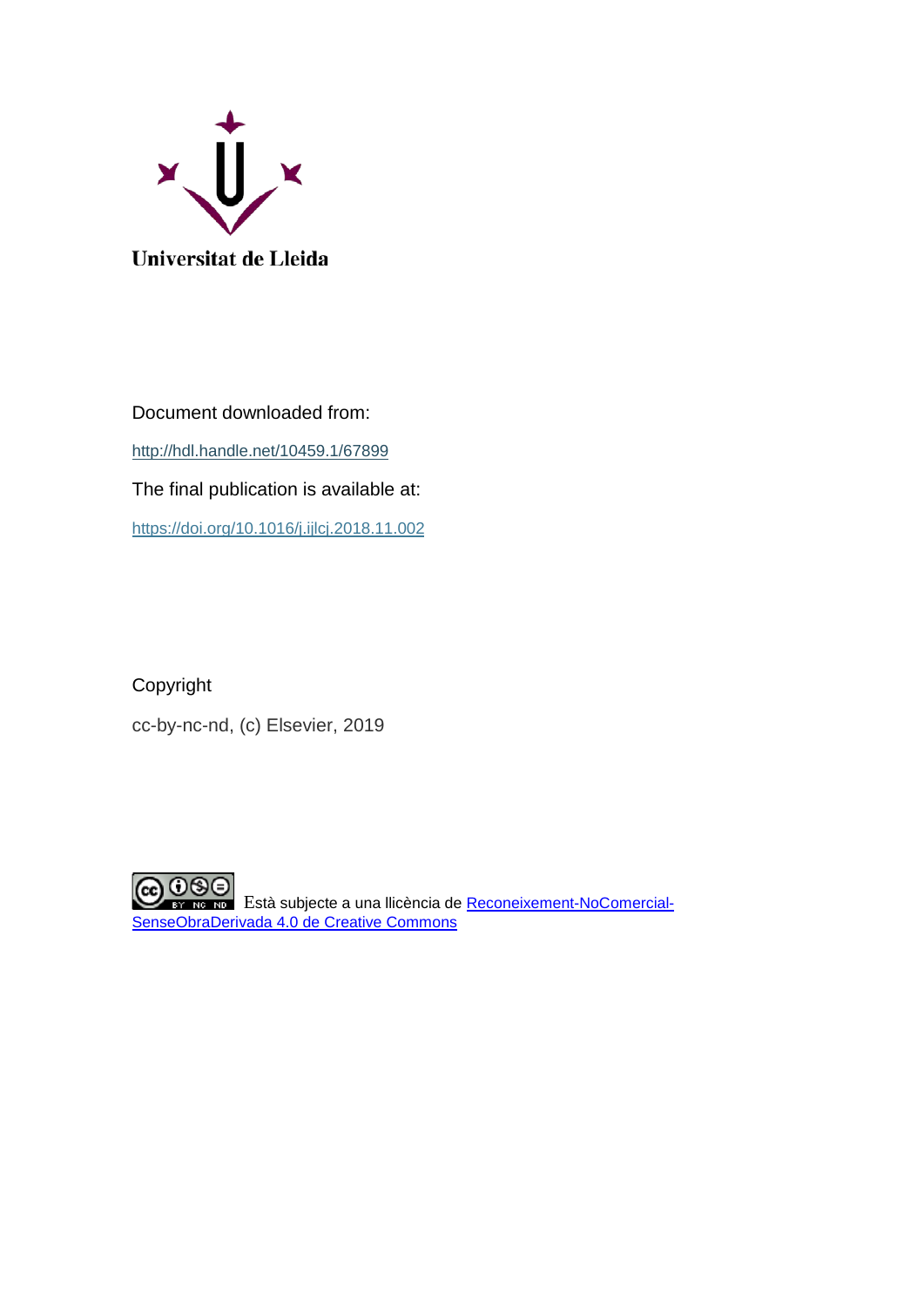Universitat de Lleida

Document downloaded from:

http://hdl.handle.net/10459.1/67899

The final publication is available at:

https://doi.org/10.1016/j.ijlcj.2018.11.002

Copyright

cc-by-nc-nd, (c) Elsevier, 2019

Està subjecte a una llicència de Reconeixement-NoComercial-SenseObraDerivada 4.0 de Creative Commons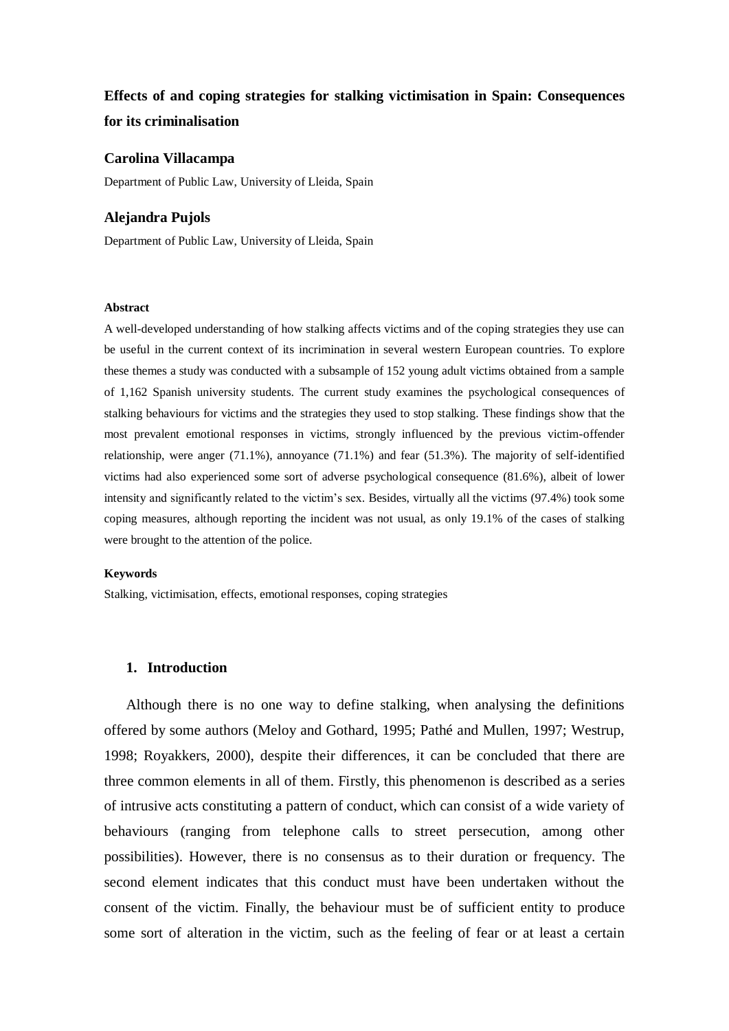# Effects of and coping strategies for stalking victimisation in Spain: Consequences for its criminalisation

**Carolina Villacampa**

Department of Public Law, University of Lleida, Spain

**Alejandra Pujols**

Department of Public Law, University of Lleida, Spain

#### Abstract

A well-developed understanding of how stalking affects victims and of the coping strategies they use can be useful in the current context of its incrimination in several western European countries. To explore these themes a study was conducted with a subsample of 152 young adult victims obtained from a sample of 1,162 Spanish university students. The current study examines the psychological consequences of stalking behaviours for victims and the strategies they used to stop stalking. These findings show that the most prevalent emotional responses in victims, strongly influenced by the previous victim-offender relationship, were anger (71.1%), annoyance (71.1%) and fear (51.3%). The majority of self-identified victims had also experienced some sort of adverse psychological consequence (81.6%), albeit of lower intensity and significantly related to the victim's sex. Besides, virtually all the victims (97.4%) took some coping measures, although reporting the incident was not usual, as only 19.1% of the cases of stalking were brought to the attention of the police.

#### Keywords

Stalking, victimisation, effects, emotional responses, coping strategies

## 1. Introduction

Although there is no one way to define stalking, when analysing the definitions offered by some authors (Meloy and Gothard, 1995; Pathé and Mullen, 1997; Westrup, 1998; Royakkers, 2000), despite their differences, it can be concluded that there are three common elements in all of them. Firstly, this phenomenon is described as a series of intrusive acts constituting a pattern of conduct, which can consist of a wide variety of behaviours (ranging from telephone calls to street persecution, among other possibilities). However, there is no consensus as to their duration or frequency. The second element indicates that this conduct must have been undertaken without the consent of the victim. Finally, the behaviour must be of sufficient entity to produce some sort of alteration in the victim, such as the feeling of fear or at least a certain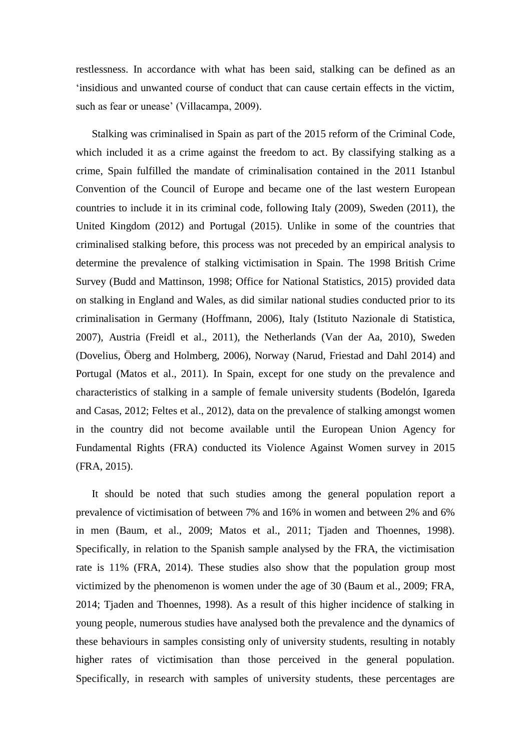restlessness. In accordance with what has been said, stalking can be defined as an 'insidious and unwanted course of conduct that can cause certain effects in the victim, such as fear or unease' (Villacampa, 2009).

Stalking was criminalised in Spain as part of the 2015 reform of the Criminal Code, which included it as a crime against the freedom to act. By classifying stalking as a crime, Spain fulfilled the mandate of criminalisation contained in the 2011 Istanbul Convention of the Council of Europe and became one of the last western European countries to include it in its criminal code, following Italy (2009), Sweden (2011), the United Kingdom (2012) and Portugal (2015). Unlike in some of the countries that criminalised stalking before, this process was not preceded by an empirical analysis to determine the prevalence of stalking victimisation in Spain. The 1998 British Crime Survey (Budd and Mattinson, 1998; Office for National Statistics, 2015) provided data on stalking in England and Wales, as did similar national studies conducted prior to its criminalisation in Germany (Hoffmann, 2006), Italy (Istituto Nazionale di Statistica, 2007), Austria (Freidl et al., 2011), the Netherlands (Van der Aa, 2010), Sweden (Dovelius, Öberg and Holmberg, 2006), Norway (Narud, Friestad and Dahl 2014) and Portugal (Matos et al., 2011). In Spain, except for one study on the prevalence and characteristics of stalking in a sample of female university students (Bodelón, Igareda and Casas, 2012; Feltes et al., 2012), data on the prevalence of stalking amongst women in the country did not become available until the European Union Agency for Fundamental Rights (FRA) conducted its Violence Against Women survey in 2015 (FRA, 2015).

It should be noted that such studies among the general population report a prevalence of victimisation of between 7% and 16% in women and between 2% and 6% in men (Baum, et al., 2009; Matos et al., 2011; Tjaden and Thoennes, 1998). Specifically, in relation to the Spanish sample analysed by the FRA, the victimisation rate is 11% (FRA, 2014). These studies also show that the population group most victimized by the phenomenon is women under the age of 30 (Baum et al., 2009; FRA, 2014; Tjaden and Thoennes, 1998). As a result of this higher incidence of stalking in young people, numerous studies have analysed both the prevalence and the dynamics of these behaviours in samples consisting only of university students, resulting in notably higher rates of victimisation than those perceived in the general population. Specifically, in research with samples of university students, these percentages are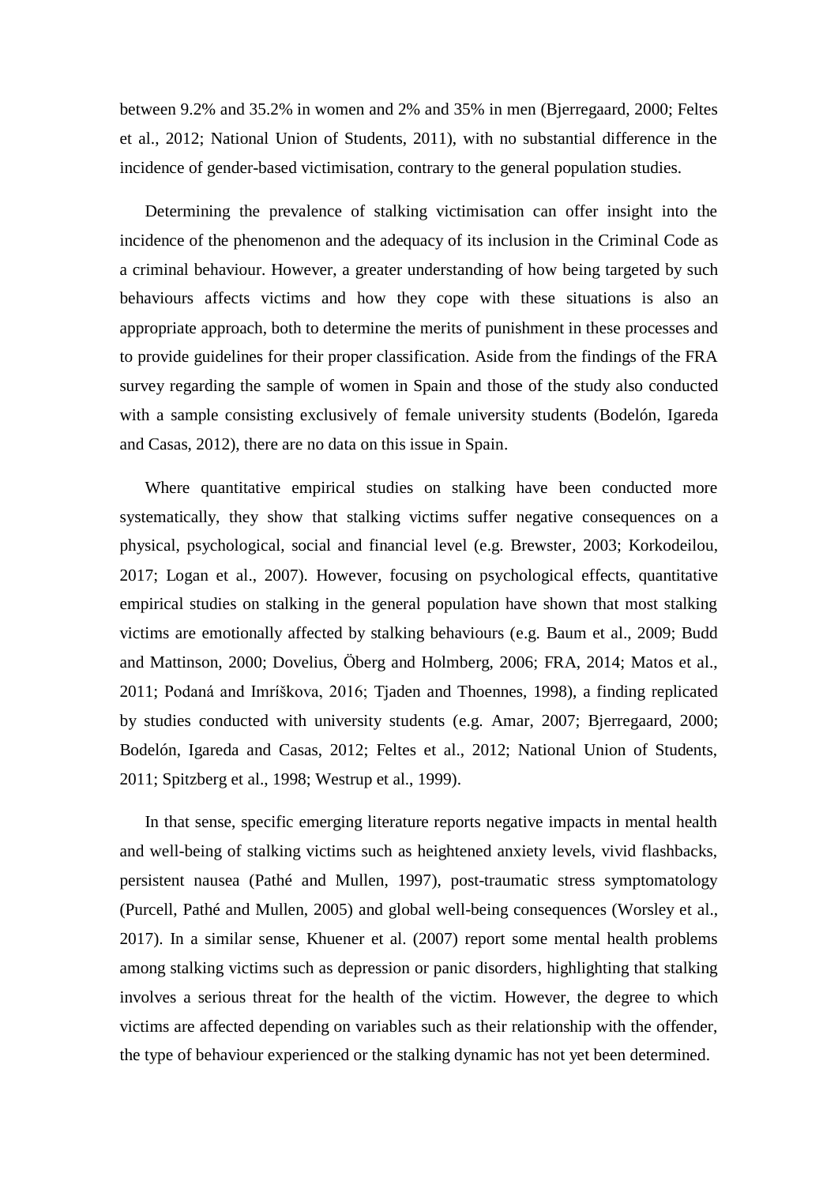between 9.2% and 35.2% in women and 2% and 35% in men (Bjerregaard, 2000; Feltes et al., 2012; National Union of Students, 2011), with no substantial difference in the incidence of gender-based victimisation, contrary to the general population studies.

Determining the prevalence of stalking victimisation can offer insight into the incidence of the phenomenon and the adequacy of its inclusion in the Criminal Code as a criminal behaviour. However, a greater understanding of how being targeted by such behaviours affects victims and how they cope with these situations is also an appropriate approach, both to determine the merits of punishment in these processes and to provide guidelines for their proper classification. Aside from the findings of the FRA survey regarding the sample of women in Spain and those of the study also conducted with a sample consisting exclusively of female university students (Bodelón, Igareda and Casas, 2012), there are no data on this issue in Spain.

Where quantitative empirical studies on stalking have been conducted more systematically, they show that stalking victims suffer negative consequences on a physical, psychological, social and financial level (e.g. Brewster, 2003; Korkodeilou, 2017; Logan et al., 2007). However, focusing on psychological effects, quantitative empirical studies on stalking in the general population have shown that most stalking victims are emotionally affected by stalking behaviours (e.g. Baum et al., 2009; Budd and Mattinson, 2000; Dovelius, Öberg and Holmberg, 2006; FRA, 2014; Matos et al., 2011; Podaná and Imríškova, 2016; Tjaden and Thoennes, 1998), a finding replicated by studies conducted with university students (e.g. Amar, 2007; Bjerregaard, 2000; Bodelón, Igareda and Casas, 2012; Feltes et al., 2012; National Union of Students, 2011; Spitzberg et al., 1998; Westrup et al., 1999).

In that sense, specific emerging literature reports negative impacts in mental health and well-being of stalking victims such as heightened anxiety levels, vivid flashbacks, persistent nausea (Pathé and Mullen, 1997), post-traumatic stress symptomatology (Purcell, Pathé and Mullen, 2005) and global well-being consequences (Worsley et al., 2017). In a similar sense, Khuener et al. (2007) report some mental health problems among stalking victims such as depression or panic disorders, highlighting that stalking involves a serious threat for the health of the victim. However, the degree to which victims are affected depending on variables such as their relationship with the offender, the type of behaviour experienced or the stalking dynamic has not yet been determined.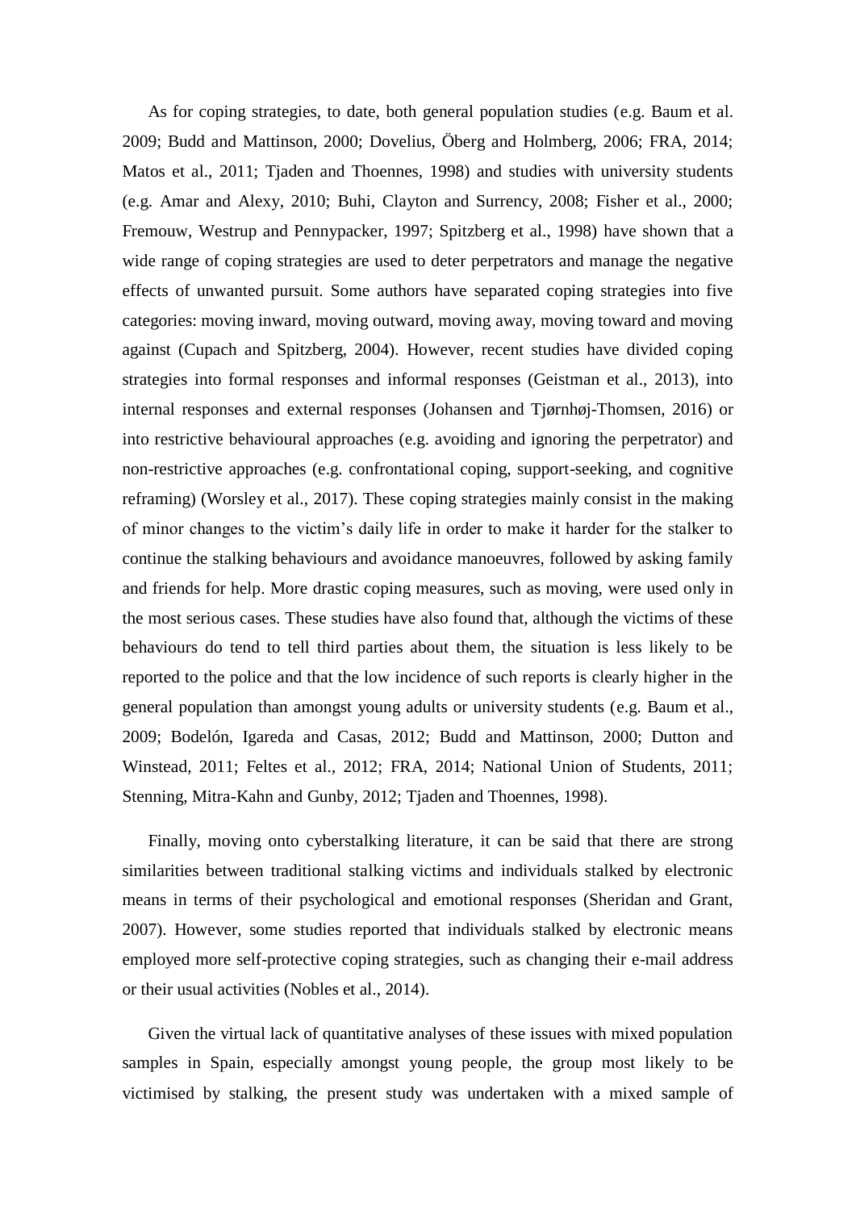As for coping strategies, to date, both general population studies (e.g. Baum et al. 2009; Budd and Mattinson, 2000; Dovelius, Öberg and Holmberg, 2006; FRA, 2014; Matos et al., 2011; Tjaden and Thoennes, 1998) and studies with university students (e.g. Amar and Alexy, 2010; Buhi, Clayton and Surrency, 2008; Fisher et al., 2000; Fremouw, Westrup and Pennypacker, 1997; Spitzberg et al., 1998) have shown that a wide range of coping strategies are used to deter perpetrators and manage the negative effects of unwanted pursuit. Some authors have separated coping strategies into five categories: moving inward, moving outward, moving away, moving toward and moving against (Cupach and Spitzberg, 2004). However, recent studies have divided coping strategies into formal responses and informal responses (Geistman et al., 2013), into internal responses and external responses (Johansen and Tjørnhøj-Thomsen, 2016) or into restrictive behavioural approaches (e.g. avoiding and ignoring the perpetrator) and non-restrictive approaches (e.g. confrontational coping, support-seeking, and cognitive reframing) (Worsley et al., 2017). These coping strategies mainly consist in the making of minor changes to the victim's daily life in order to make it harder for the stalker to continue the stalking behaviours and avoidance manoeuvres, followed by asking family and friends for help. More drastic coping measures, such as moving, were used only in the most serious cases. These studies have also found that, although the victims of these behaviours do tend to tell third parties about them, the situation is less likely to be reported to the police and that the low incidence of such reports is clearly higher in the general population than amongst young adults or university students (e.g. Baum et al., 2009; Bodelón, Igareda and Casas, 2012; Budd and Mattinson, 2000; Dutton and Winstead, 2011; Feltes et al., 2012; FRA, 2014; National Union of Students, 2011; Stenning, Mitra-Kahn and Gunby, 2012; Tjaden and Thoennes, 1998).

Finally, moving onto cyberstalking literature, it can be said that there are strong similarities between traditional stalking victims and individuals stalked by electronic means in terms of their psychological and emotional responses (Sheridan and Grant, 2007). However, some studies reported that individuals stalked by electronic means employed more self-protective coping strategies, such as changing their e-mail address or their usual activities (Nobles et al., 2014).

Given the virtual lack of quantitative analyses of these issues with mixed population samples in Spain, especially amongst young people, the group most likely to be victimised by stalking, the present study was undertaken with a mixed sample of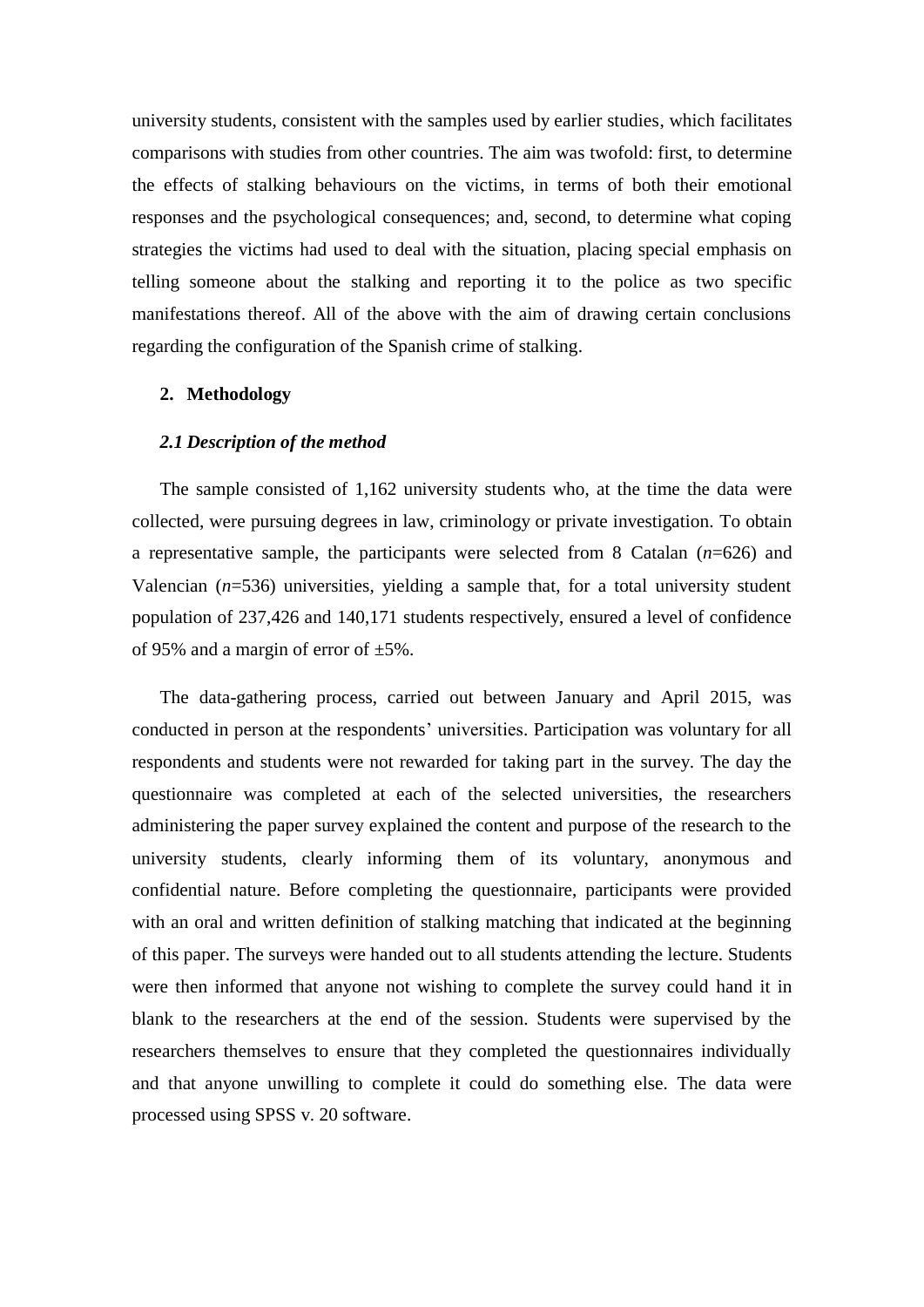university students, consistent with the samples used by earlier studies, which facilitates comparisons with studies from other countries. The aim was twofold: first, to determine the effects of stalking behaviours on the victims, in terms of both their emotional responses and the psychological consequences; and, second, to determine what coping strategies the victims had used to deal with the situation, placing special emphasis on telling someone about the stalking and reporting it to the police as two specific manifestations thereof. All of the above with the aim of drawing certain conclusions regarding the configuration of the Spanish crime of stalking.

## 2. Methodology

### *2.1 Description of the method*

The sample consisted of 1,162 university students who, at the time the data were collected, were pursuing degrees in law, criminology or private investigation. To obtain a representative sample, the participants were selected from 8 Catalan ($n$=626) and Valencian ($n$=536) universities, yielding a sample that, for a total university student population of 237,426 and 140,171 students respectively, ensured a level of confidence of 95% and a margin of error of ±5%.

The data-gathering process, carried out between January and April 2015, was conducted in person at the respondents' universities. Participation was voluntary for all respondents and students were not rewarded for taking part in the survey. The day the questionnaire was completed at each of the selected universities, the researchers administering the paper survey explained the content and purpose of the research to the university students, clearly informing them of its voluntary, anonymous and confidential nature. Before completing the questionnaire, participants were provided with an oral and written definition of stalking matching that indicated at the beginning of this paper. The surveys were handed out to all students attending the lecture. Students were then informed that anyone not wishing to complete the survey could hand it in blank to the researchers at the end of the session. Students were supervised by the researchers themselves to ensure that they completed the questionnaires individually and that anyone unwilling to complete it could do something else. The data were processed using SPSS v. 20 software.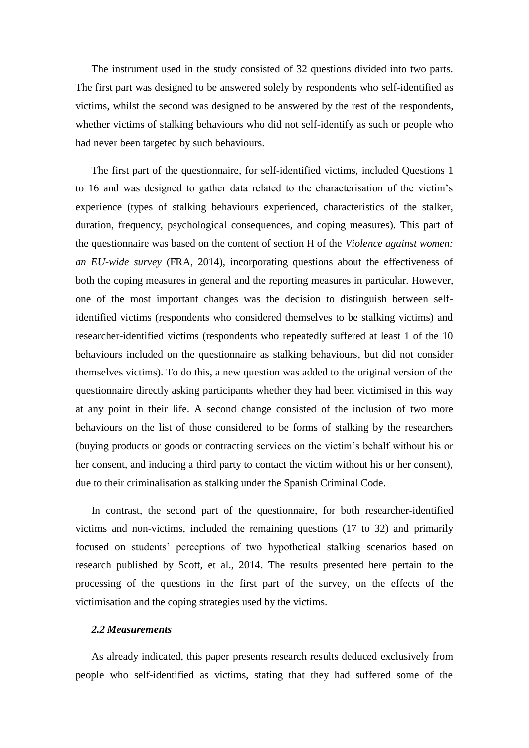The instrument used in the study consisted of 32 questions divided into two parts. The first part was designed to be answered solely by respondents who self-identified as victims, whilst the second was designed to be answered by the rest of the respondents, whether victims of stalking behaviours who did not self-identify as such or people who had never been targeted by such behaviours.

The first part of the questionnaire, for self-identified victims, included Questions 1 to 16 and was designed to gather data related to the characterisation of the victim's experience (types of stalking behaviours experienced, characteristics of the stalker, duration, frequency, psychological consequences, and coping measures). This part of the questionnaire was based on the content of section H of the *Violence against women: an EU-wide survey* (FRA, 2014), incorporating questions about the effectiveness of both the coping measures in general and the reporting measures in particular. However, one of the most important changes was the decision to distinguish between self-identified victims (respondents who considered themselves to be stalking victims) and researcher-identified victims (respondents who repeatedly suffered at least 1 of the 10 behaviours included on the questionnaire as stalking behaviours, but did not consider themselves victims). To do this, a new question was added to the original version of the questionnaire directly asking participants whether they had been victimised in this way at any point in their life. A second change consisted of the inclusion of two more behaviours on the list of those considered to be forms of stalking by the researchers (buying products or goods or contracting services on the victim's behalf without his or her consent, and inducing a third party to contact the victim without his or her consent), due to their criminalisation as stalking under the Spanish Criminal Code.

In contrast, the second part of the questionnaire, for both researcher-identified victims and non-victims, included the remaining questions (17 to 32) and primarily focused on students' perceptions of two hypothetical stalking scenarios based on research published by Scott, et al., 2014. The results presented here pertain to the processing of the questions in the first part of the survey, on the effects of the victimisation and the coping strategies used by the victims.

### *2.2 Measurements*

As already indicated, this paper presents research results deduced exclusively from people who self-identified as victims, stating that they had suffered some of the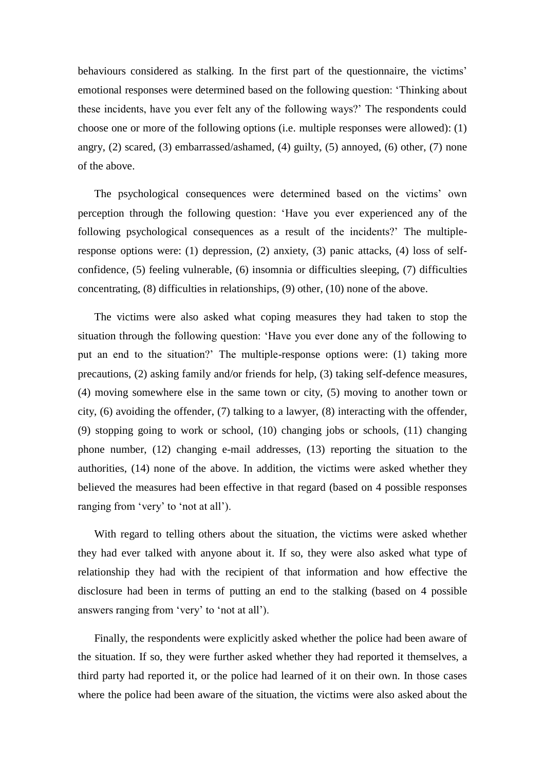behaviours considered as stalking. In the first part of the questionnaire, the victims' emotional responses were determined based on the following question: 'Thinking about these incidents, have you ever felt any of the following ways?' The respondents could choose one or more of the following options (i.e. multiple responses were allowed): (1) angry, (2) scared, (3) embarrassed/ashamed, (4) guilty, (5) annoyed, (6) other, (7) none of the above.

The psychological consequences were determined based on the victims' own perception through the following question: 'Have you ever experienced any of the following psychological consequences as a result of the incidents?' The multiple-response options were: (1) depression, (2) anxiety, (3) panic attacks, (4) loss of self-confidence, (5) feeling vulnerable, (6) insomnia or difficulties sleeping, (7) difficulties concentrating, (8) difficulties in relationships, (9) other, (10) none of the above.

The victims were also asked what coping measures they had taken to stop the situation through the following question: 'Have you ever done any of the following to put an end to the situation?' The multiple-response options were: (1) taking more precautions, (2) asking family and/or friends for help, (3) taking self-defence measures, (4) moving somewhere else in the same town or city, (5) moving to another town or city, (6) avoiding the offender, (7) talking to a lawyer, (8) interacting with the offender, (9) stopping going to work or school, (10) changing jobs or schools, (11) changing phone number, (12) changing e-mail addresses, (13) reporting the situation to the authorities, (14) none of the above. In addition, the victims were asked whether they believed the measures had been effective in that regard (based on 4 possible responses ranging from 'very' to 'not at all').

With regard to telling others about the situation, the victims were asked whether they had ever talked with anyone about it. If so, they were also asked what type of relationship they had with the recipient of that information and how effective the disclosure had been in terms of putting an end to the stalking (based on 4 possible answers ranging from 'very' to 'not at all').

Finally, the respondents were explicitly asked whether the police had been aware of the situation. If so, they were further asked whether they had reported it themselves, a third party had reported it, or the police had learned of it on their own. In those cases where the police had been aware of the situation, the victims were also asked about the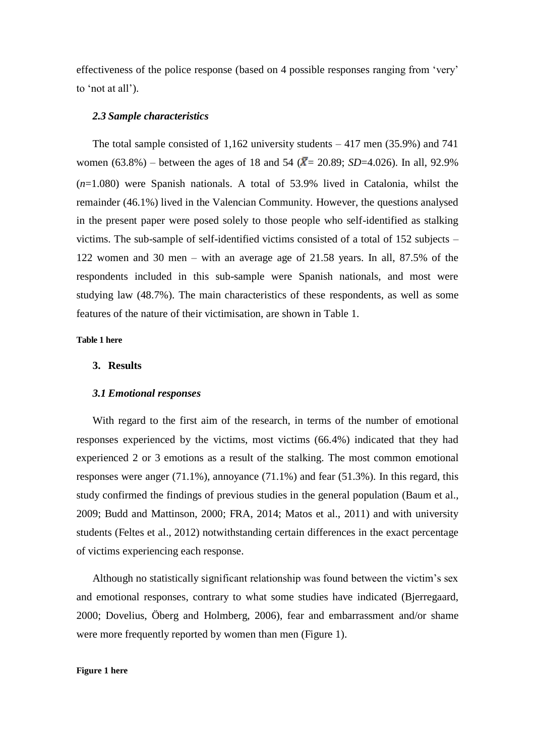effectiveness of the police response (based on 4 possible responses ranging from 'very' to 'not at all').

### *2.3 Sample characteristics*

The total sample consisted of 1,162 university students – 417 men (35.9%) and 741 women (63.8%) – between the ages of 18 and 54 ($\bar{X}$= 20.89; *SD*=4.026). In all, 92.9% (*n*=1.080) were Spanish nationals. A total of 53.9% lived in Catalonia, whilst the remainder (46.1%) lived in the Valencian Community. However, the questions analysed in the present paper were posed solely to those people who self-identified as stalking victims. The sub-sample of self-identified victims consisted of a total of 152 subjects – 122 women and 30 men – with an average age of 21.58 years. In all, 87.5% of the respondents included in this sub-sample were Spanish nationals, and most were studying law (48.7%). The main characteristics of these respondents, as well as some features of the nature of their victimisation, are shown in Table 1.

**Table 1 here**

## 3. Results

### *3.1 Emotional responses*

With regard to the first aim of the research, in terms of the number of emotional responses experienced by the victims, most victims (66.4%) indicated that they had experienced 2 or 3 emotions as a result of the stalking. The most common emotional responses were anger (71.1%), annoyance (71.1%) and fear (51.3%). In this regard, this study confirmed the findings of previous studies in the general population (Baum et al., 2009; Budd and Mattinson, 2000; FRA, 2014; Matos et al., 2011) and with university students (Feltes et al., 2012) notwithstanding certain differences in the exact percentage of victims experiencing each response.

Although no statistically significant relationship was found between the victim's sex and emotional responses, contrary to what some studies have indicated (Bjerregaard, 2000; Dovelius, Öberg and Holmberg, 2006), fear and embarrassment and/or shame were more frequently reported by women than men (Figure 1).

**Figure 1 here**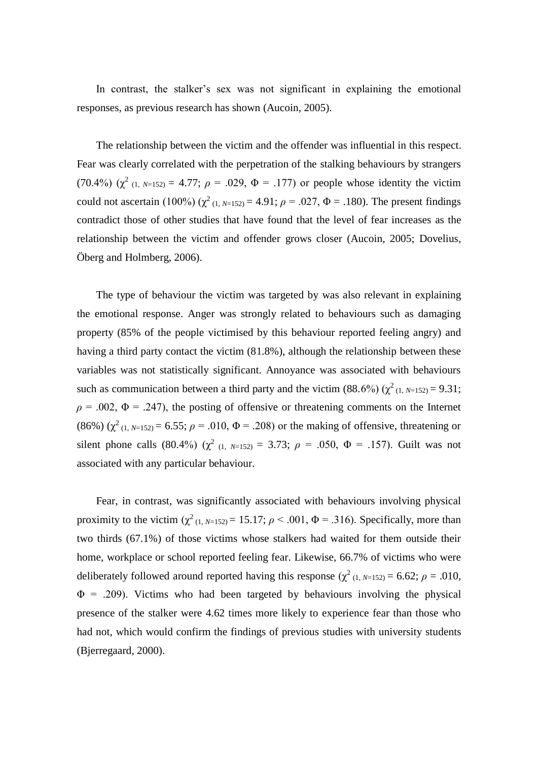In contrast, the stalker's sex was not significant in explaining the emotional responses, as previous research has shown (Aucoin, 2005).

The relationship between the victim and the offender was influential in this respect. Fear was clearly correlated with the perpetration of the stalking behaviours by strangers (70.4%) ($\chi^2_{(1,\ N=152)} = 4.77$; $\rho = .029$, $\Phi = .177$) or people whose identity the victim could not ascertain (100%) ($\chi^2_{(1,\ N=152)} = 4.91$; $\rho = .027$, $\Phi = .180$). The present findings contradict those of other studies that have found that the level of fear increases as the relationship between the victim and offender grows closer (Aucoin, 2005; Dovelius, Öberg and Holmberg, 2006).

The type of behaviour the victim was targeted by was also relevant in explaining the emotional response. Anger was strongly related to behaviours such as damaging property (85% of the people victimised by this behaviour reported feeling angry) and having a third party contact the victim (81.8%), although the relationship between these variables was not statistically significant. Annoyance was associated with behaviours such as communication between a third party and the victim (88.6%) ($\chi^2_{(1,\ N=152)} = 9.31$; $\rho = .002$, $\Phi = .247$), the posting of offensive or threatening comments on the Internet (86%) ($\chi^2_{(1,\ N=152)} = 6.55$; $\rho = .010$, $\Phi = .208$) or the making of offensive, threatening or silent phone calls (80.4%) ($\chi^2_{(1,\ N=152)} = 3.73$; $\rho = .050$, $\Phi = .157$). Guilt was not associated with any particular behaviour.

Fear, in contrast, was significantly associated with behaviours involving physical proximity to the victim ($\chi^2_{(1,\ N=152)} = 15.17$; $\rho < .001$, $\Phi = .316$). Specifically, more than two thirds (67.1%) of those victims whose stalkers had waited for them outside their home, workplace or school reported feeling fear. Likewise, 66.7% of victims who were deliberately followed around reported having this response ($\chi^2_{(1,\ N=152)} = 6.62$; $\rho = .010$, $\Phi = .209$). Victims who had been targeted by behaviours involving the physical presence of the stalker were 4.62 times more likely to experience fear than those who had not, which would confirm the findings of previous studies with university students (Bjerregaard, 2000).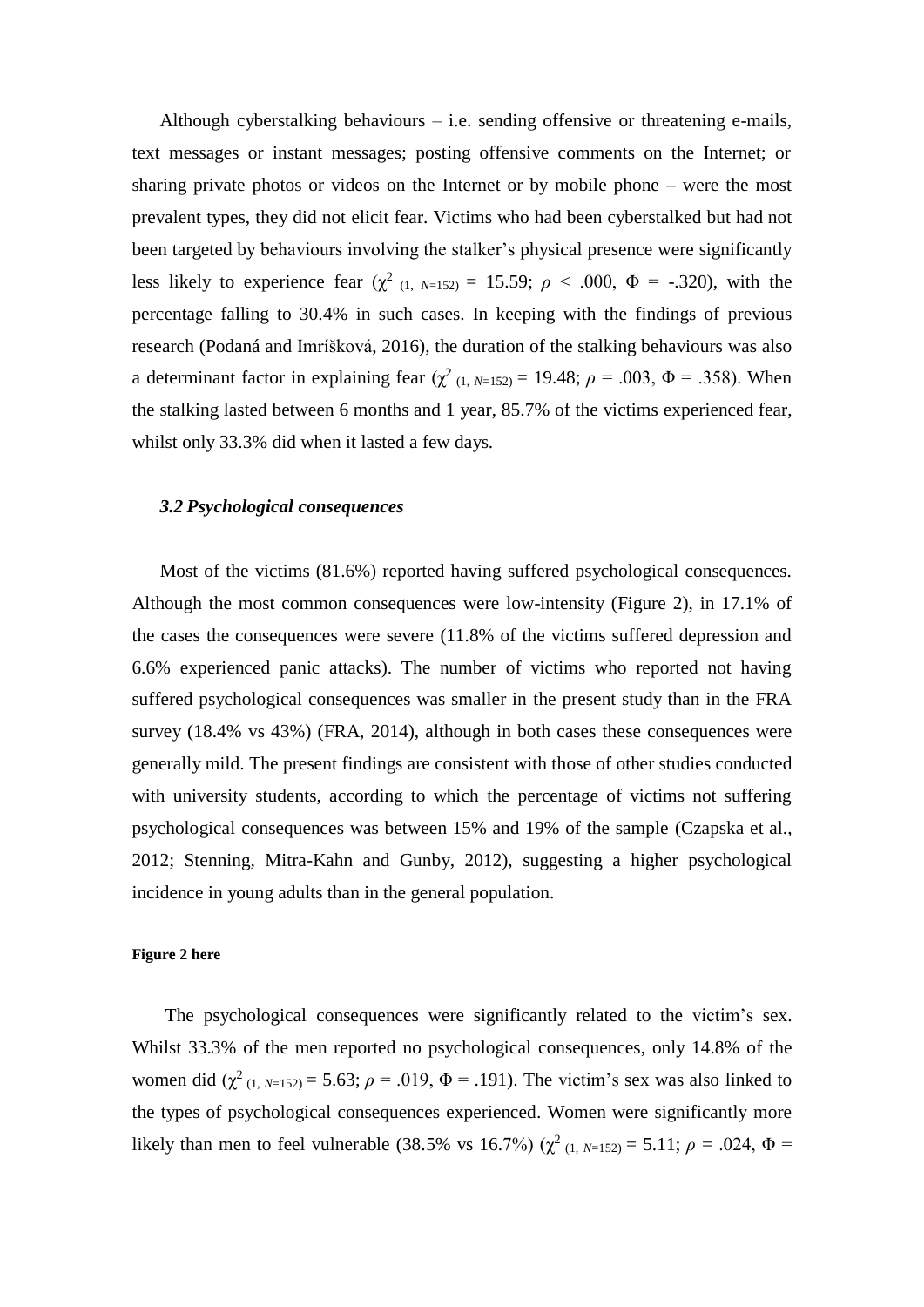Although cyberstalking behaviours – i.e. sending offensive or threatening e-mails, text messages or instant messages; posting offensive comments on the Internet; or sharing private photos or videos on the Internet or by mobile phone – were the most prevalent types, they did not elicit fear. Victims who had been cyberstalked but had not been targeted by behaviours involving the stalker's physical presence were significantly less likely to experience fear ($\chi^2_{(1,\ N=152)} = 15.59$; $\rho < .000$, $\Phi = -.320$), with the percentage falling to 30.4% in such cases. In keeping with the findings of previous research (Podaná and Imríšková, 2016), the duration of the stalking behaviours was also a determinant factor in explaining fear ($\chi^2_{(1,\ N=152)} = 19.48$; $\rho = .003$, $\Phi = .358$). When the stalking lasted between 6 months and 1 year, 85.7% of the victims experienced fear, whilst only 33.3% did when it lasted a few days.

### *3.2 Psychological consequences*

Most of the victims (81.6%) reported having suffered psychological consequences. Although the most common consequences were low-intensity (Figure 2), in 17.1% of the cases the consequences were severe (11.8% of the victims suffered depression and 6.6% experienced panic attacks). The number of victims who reported not having suffered psychological consequences was smaller in the present study than in the FRA survey (18.4% vs 43%) (FRA, 2014), although in both cases these consequences were generally mild. The present findings are consistent with those of other studies conducted with university students, according to which the percentage of victims not suffering psychological consequences was between 15% and 19% of the sample (Czapska et al., 2012; Stenning, Mitra-Kahn and Gunby, 2012), suggesting a higher psychological incidence in young adults than in the general population.

**Figure 2 here**

The psychological consequences were significantly related to the victim's sex. Whilst 33.3% of the men reported no psychological consequences, only 14.8% of the women did ($\chi^2_{(1,\ N=152)} = 5.63$; $\rho = .019$, $\Phi = .191$). The victim's sex was also linked to the types of psychological consequences experienced. Women were significantly more likely than men to feel vulnerable (38.5% vs 16.7%) ($\chi^2_{(1,\ N=152)} = 5.11$; $\rho = .024$, $\Phi =$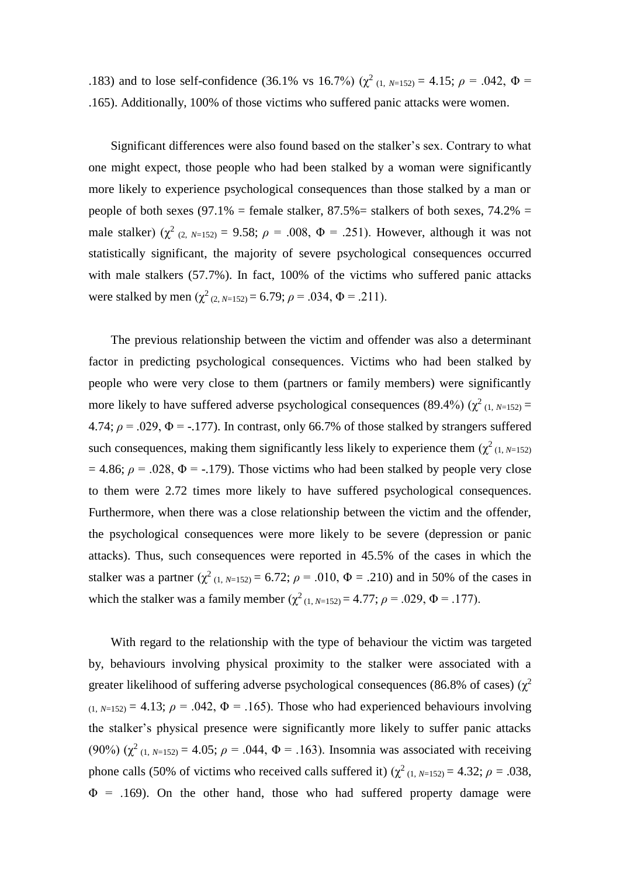.183) and to lose self-confidence (36.1% vs 16.7%) ($\chi^2_{(1,\ N=152)}$ = 4.15; $\rho$ = .042, $\Phi$ = .165). Additionally, 100% of those victims who suffered panic attacks were women.

Significant differences were also found based on the stalker's sex. Contrary to what one might expect, those people who had been stalked by a woman were significantly more likely to experience psychological consequences than those stalked by a man or people of both sexes (97.1% = female stalker, 87.5%= stalkers of both sexes, 74.2% = male stalker) ($\chi^2_{(2,\ N=152)}$ = 9.58; $\rho$ = .008, $\Phi$ = .251). However, although it was not statistically significant, the majority of severe psychological consequences occurred with male stalkers (57.7%). In fact, 100% of the victims who suffered panic attacks were stalked by men ($\chi^2_{(2,\ N=152)}$ = 6.79; $\rho$ = .034, $\Phi$ = .211).

The previous relationship between the victim and offender was also a determinant factor in predicting psychological consequences. Victims who had been stalked by people who were very close to them (partners or family members) were significantly more likely to have suffered adverse psychological consequences (89.4%) ($\chi^2_{(1,\ N=152)}$ = 4.74; $\rho$ = .029, $\Phi$ = -.177). In contrast, only 66.7% of those stalked by strangers suffered such consequences, making them significantly less likely to experience them ($\chi^2_{(1,\ N=152)}$ = 4.86; $\rho$ = .028, $\Phi$ = -.179). Those victims who had been stalked by people very close to them were 2.72 times more likely to have suffered psychological consequences. Furthermore, when there was a close relationship between the victim and the offender, the psychological consequences were more likely to be severe (depression or panic attacks). Thus, such consequences were reported in 45.5% of the cases in which the stalker was a partner ($\chi^2_{(1,\ N=152)}$ = 6.72; $\rho$ = .010, $\Phi$ = .210) and in 50% of the cases in which the stalker was a family member ($\chi^2_{(1,\ N=152)}$ = 4.77; $\rho$ = .029, $\Phi$ = .177).

With regard to the relationship with the type of behaviour the victim was targeted by, behaviours involving physical proximity to the stalker were associated with a greater likelihood of suffering adverse psychological consequences (86.8% of cases) ($\chi^2_{(1,\ N=152)}$ = 4.13; $\rho$ = .042, $\Phi$ = .165). Those who had experienced behaviours involving the stalker's physical presence were significantly more likely to suffer panic attacks (90%) ($\chi^2_{(1,\ N=152)}$ = 4.05; $\rho$ = .044, $\Phi$ = .163). Insomnia was associated with receiving phone calls (50% of victims who received calls suffered it) ($\chi^2_{(1,\ N=152)}$ = 4.32; $\rho$ = .038, $\Phi$ = .169). On the other hand, those who had suffered property damage were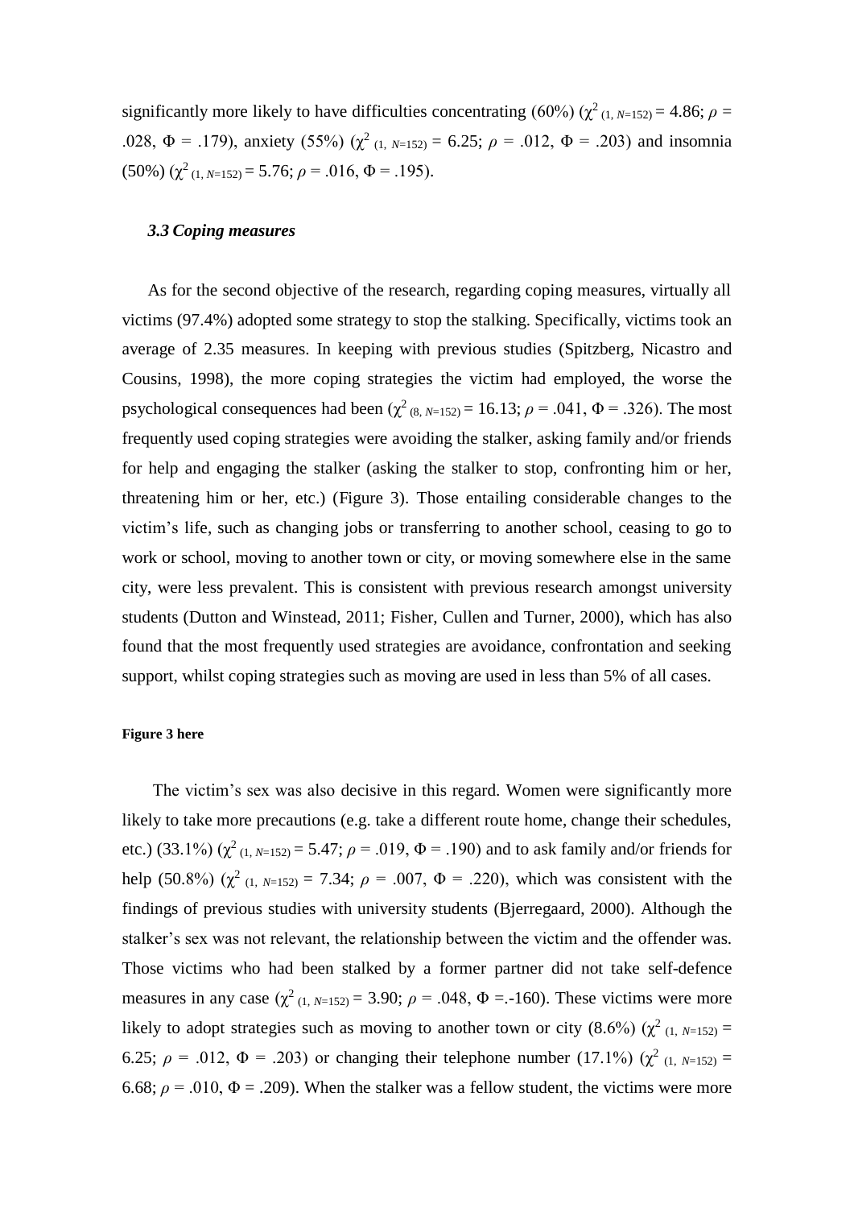significantly more likely to have difficulties concentrating (60%) ($\chi^2_{(1,\, N=152)} = 4.86$; $\rho = .028$, $\Phi = .179$), anxiety (55%) ($\chi^2_{(1,\, N=152)} = 6.25$; $\rho = .012$, $\Phi = .203$) and insomnia (50%) ($\chi^2_{(1,\, N=152)} = 5.76$; $\rho = .016$, $\Phi = .195$).

### *3.3 Coping measures*

As for the second objective of the research, regarding coping measures, virtually all victims (97.4%) adopted some strategy to stop the stalking. Specifically, victims took an average of 2.35 measures. In keeping with previous studies (Spitzberg, Nicastro and Cousins, 1998), the more coping strategies the victim had employed, the worse the psychological consequences had been ($\chi^2_{(8,\, N=152)} = 16.13$; $\rho = .041$, $\Phi = .326$). The most frequently used coping strategies were avoiding the stalker, asking family and/or friends for help and engaging the stalker (asking the stalker to stop, confronting him or her, threatening him or her, etc.) (Figure 3). Those entailing considerable changes to the victim's life, such as changing jobs or transferring to another school, ceasing to go to work or school, moving to another town or city, or moving somewhere else in the same city, were less prevalent. This is consistent with previous research amongst university students (Dutton and Winstead, 2011; Fisher, Cullen and Turner, 2000), which has also found that the most frequently used strategies are avoidance, confrontation and seeking support, whilst coping strategies such as moving are used in less than 5% of all cases.

**Figure 3 here**

The victim's sex was also decisive in this regard. Women were significantly more likely to take more precautions (e.g. take a different route home, change their schedules, etc.) (33.1%) ($\chi^2_{(1,\, N=152)} = 5.47$; $\rho = .019$, $\Phi = .190$) and to ask family and/or friends for help (50.8%) ($\chi^2_{(1,\, N=152)} = 7.34$; $\rho = .007$, $\Phi = .220$), which was consistent with the findings of previous studies with university students (Bjerregaard, 2000). Although the stalker's sex was not relevant, the relationship between the victim and the offender was. Those victims who had been stalked by a former partner did not take self-defence measures in any case ($\chi^2_{(1,\, N=152)} = 3.90$; $\rho = .048$, $\Phi = .\text{-}160$). These victims were more likely to adopt strategies such as moving to another town or city (8.6%) ($\chi^2_{(1,\, N=152)} = 6.25$; $\rho = .012$, $\Phi = .203$) or changing their telephone number (17.1%) ($\chi^2_{(1,\, N=152)} = 6.68$; $\rho = .010$, $\Phi = .209$). When the stalker was a fellow student, the victims were more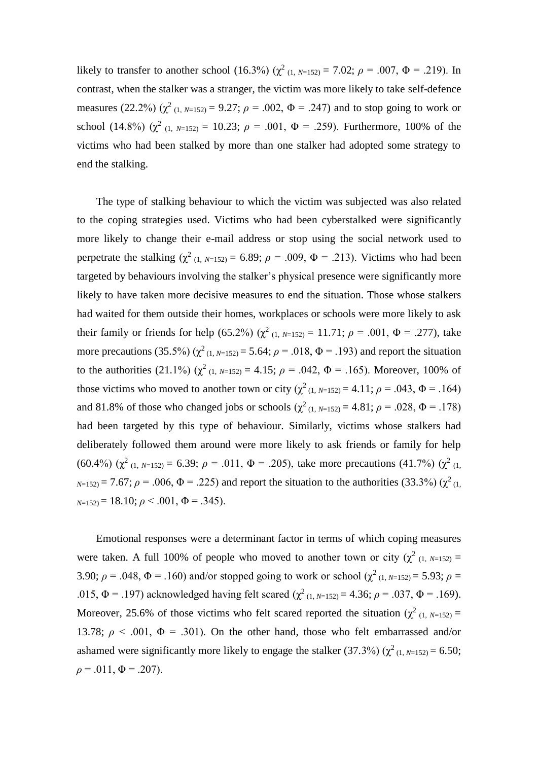likely to transfer to another school (16.3%) ($\chi^2_{(1,\ N=152)} = 7.02$; $\rho = .007$, $\Phi = .219$). In contrast, when the stalker was a stranger, the victim was more likely to take self-defence measures (22.2%) ($\chi^2_{(1,\ N=152)} = 9.27$; $\rho = .002$, $\Phi = .247$) and to stop going to work or school (14.8%) ($\chi^2_{(1,\ N=152)} = 10.23$; $\rho = .001$, $\Phi = .259$). Furthermore, 100% of the victims who had been stalked by more than one stalker had adopted some strategy to end the stalking.

The type of stalking behaviour to which the victim was subjected was also related to the coping strategies used. Victims who had been cyberstalked were significantly more likely to change their e-mail address or stop using the social network used to perpetrate the stalking ($\chi^2_{(1,\ N=152)} = 6.89$; $\rho = .009$, $\Phi = .213$). Victims who had been targeted by behaviours involving the stalker's physical presence were significantly more likely to have taken more decisive measures to end the situation. Those whose stalkers had waited for them outside their homes, workplaces or schools were more likely to ask their family or friends for help (65.2%) ($\chi^2_{(1,\ N=152)} = 11.71$; $\rho = .001$, $\Phi = .277$), take more precautions (35.5%) ($\chi^2_{(1,\ N=152)} = 5.64$; $\rho = .018$, $\Phi = .193$) and report the situation to the authorities (21.1%) ($\chi^2_{(1,\ N=152)} = 4.15$; $\rho = .042$, $\Phi = .165$). Moreover, 100% of those victims who moved to another town or city ($\chi^2_{(1,\ N=152)} = 4.11$; $\rho = .043$, $\Phi = .164$) and 81.8% of those who changed jobs or schools ($\chi^2_{(1,\ N=152)} = 4.81$; $\rho = .028$, $\Phi = .178$) had been targeted by this type of behaviour. Similarly, victims whose stalkers had deliberately followed them around were more likely to ask friends or family for help (60.4%) ($\chi^2_{(1,\ N=152)} = 6.39$; $\rho = .011$, $\Phi = .205$), take more precautions (41.7%) ($\chi^2_{(1,\ N=152)} = 7.67$; $\rho = .006$, $\Phi = .225$) and report the situation to the authorities (33.3%) ($\chi^2_{(1,\ N=152)} = 18.10$; $\rho < .001$, $\Phi = .345$).

Emotional responses were a determinant factor in terms of which coping measures were taken. A full 100% of people who moved to another town or city ($\chi^2_{(1,\ N=152)} = 3.90$; $\rho = .048$, $\Phi = .160$) and/or stopped going to work or school ($\chi^2_{(1,\ N=152)} = 5.93$; $\rho = .015$, $\Phi = .197$) acknowledged having felt scared ($\chi^2_{(1,\ N=152)} = 4.36$; $\rho = .037$, $\Phi = .169$). Moreover, 25.6% of those victims who felt scared reported the situation ($\chi^2_{(1,\ N=152)} = 13.78$; $\rho < .001$, $\Phi = .301$). On the other hand, those who felt embarrassed and/or ashamed were significantly more likely to engage the stalker (37.3%) ($\chi^2_{(1,\ N=152)} = 6.50$; $\rho = .011$, $\Phi = .207$).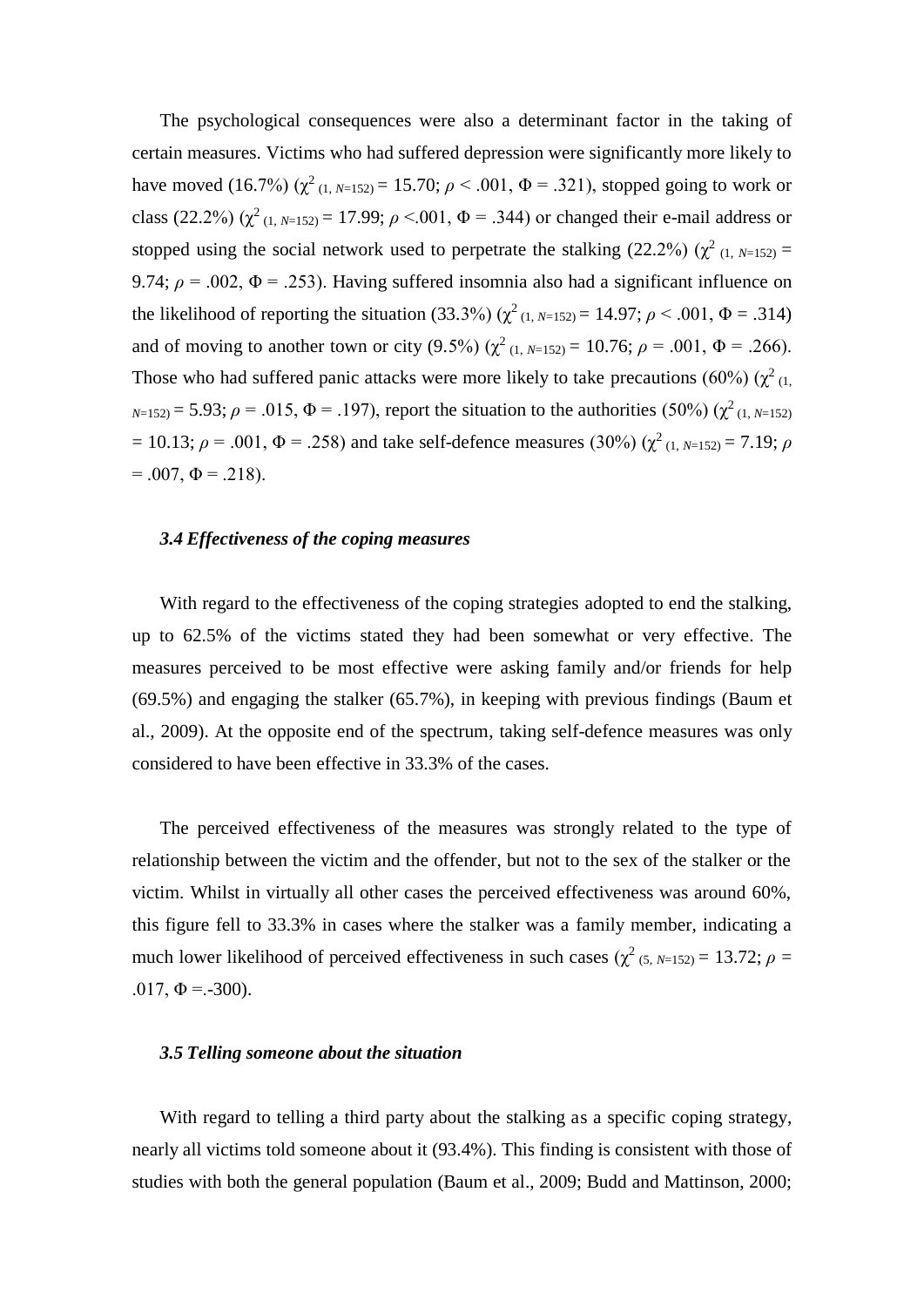The psychological consequences were also a determinant factor in the taking of certain measures. Victims who had suffered depression were significantly more likely to have moved (16.7%) ($\chi^2_{(1,\ N=152)} = 15.70$; $\rho < .001$, $\Phi = .321$), stopped going to work or class (22.2%) ($\chi^2_{(1,\ N=152)} = 17.99$; $\rho <.001$, $\Phi = .344$) or changed their e-mail address or stopped using the social network used to perpetrate the stalking (22.2%) ($\chi^2_{(1,\ N=152)} = 9.74$; $\rho = .002$, $\Phi = .253$). Having suffered insomnia also had a significant influence on the likelihood of reporting the situation (33.3%) ($\chi^2_{(1,\ N=152)} = 14.97$; $\rho < .001$, $\Phi = .314$) and of moving to another town or city (9.5%) ($\chi^2_{(1,\ N=152)} = 10.76$; $\rho = .001$, $\Phi = .266$). Those who had suffered panic attacks were more likely to take precautions (60%) ($\chi^2_{(1,\ N=152)} = 5.93$; $\rho = .015$, $\Phi = .197$), report the situation to the authorities (50%) ($\chi^2_{(1,\ N=152)} = 10.13$; $\rho = .001$, $\Phi = .258$) and take self-defence measures (30%) ($\chi^2_{(1,\ N=152)} = 7.19$; $\rho = .007$, $\Phi = .218$).

### *3.4 Effectiveness of the coping measures*

With regard to the effectiveness of the coping strategies adopted to end the stalking, up to 62.5% of the victims stated they had been somewhat or very effective. The measures perceived to be most effective were asking family and/or friends for help (69.5%) and engaging the stalker (65.7%), in keeping with previous findings (Baum et al., 2009). At the opposite end of the spectrum, taking self-defence measures was only considered to have been effective in 33.3% of the cases.

The perceived effectiveness of the measures was strongly related to the type of relationship between the victim and the offender, but not to the sex of the stalker or the victim. Whilst in virtually all other cases the perceived effectiveness was around 60%, this figure fell to 33.3% in cases where the stalker was a family member, indicating a much lower likelihood of perceived effectiveness in such cases ($\chi^2_{(5,\ N=152)} = 13.72$; $\rho = .017$, $\Phi =.-300$).

### *3.5 Telling someone about the situation*

With regard to telling a third party about the stalking as a specific coping strategy, nearly all victims told someone about it (93.4%). This finding is consistent with those of studies with both the general population (Baum et al., 2009; Budd and Mattinson, 2000;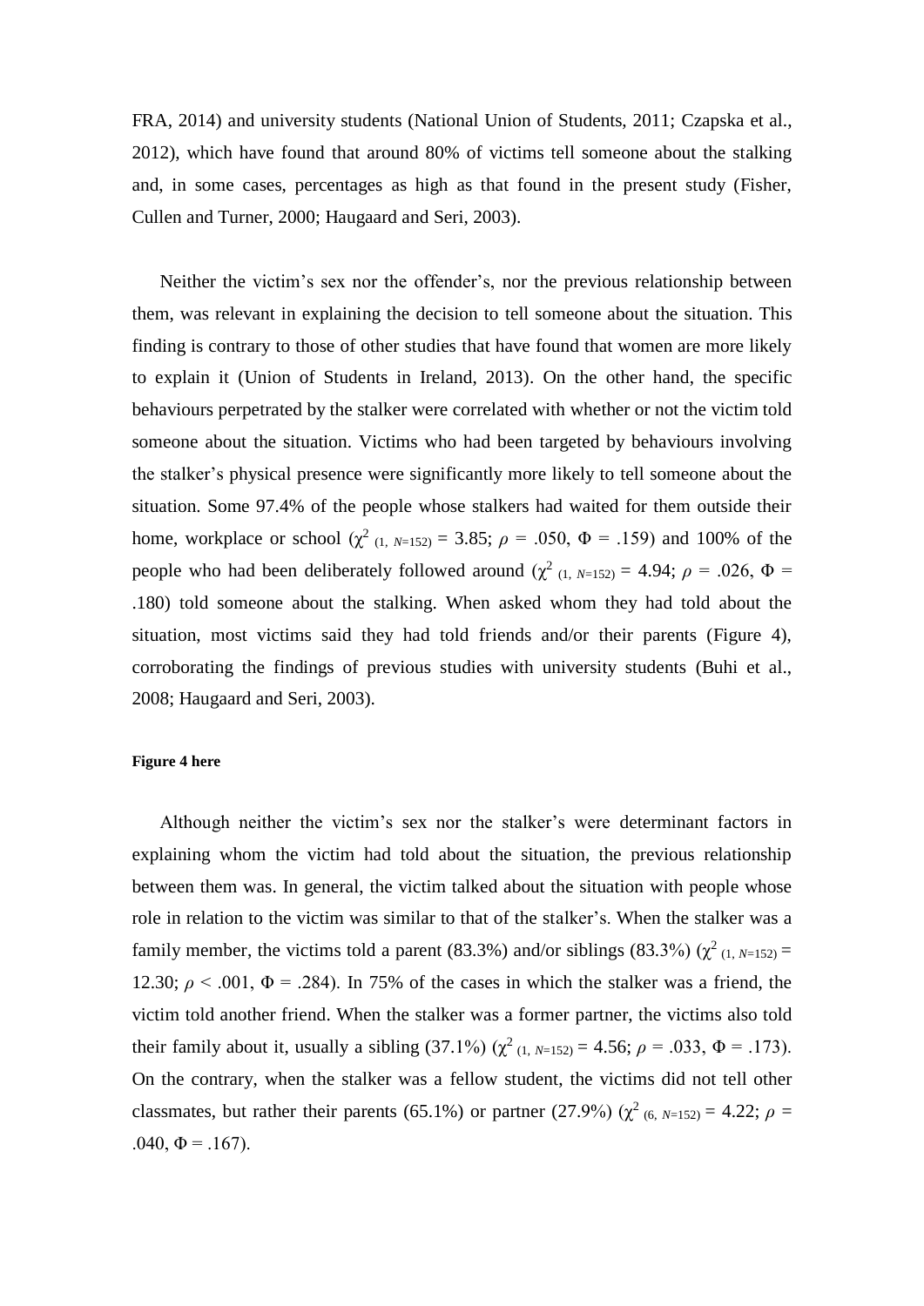FRA, 2014) and university students (National Union of Students, 2011; Czapska et al., 2012), which have found that around 80% of victims tell someone about the stalking and, in some cases, percentages as high as that found in the present study (Fisher, Cullen and Turner, 2000; Haugaard and Seri, 2003).

Neither the victim's sex nor the offender's, nor the previous relationship between them, was relevant in explaining the decision to tell someone about the situation. This finding is contrary to those of other studies that have found that women are more likely to explain it (Union of Students in Ireland, 2013). On the other hand, the specific behaviours perpetrated by the stalker were correlated with whether or not the victim told someone about the situation. Victims who had been targeted by behaviours involving the stalker's physical presence were significantly more likely to tell someone about the situation. Some 97.4% of the people whose stalkers had waited for them outside their home, workplace or school ($\chi^2_{(1,\ N=152)} = 3.85$; $\rho = .050$, $\Phi = .159$) and 100% of the people who had been deliberately followed around ($\chi^2_{(1,\ N=152)} = 4.94$; $\rho = .026$, $\Phi = .180$) told someone about the stalking. When asked whom they had told about the situation, most victims said they had told friends and/or their parents (Figure 4), corroborating the findings of previous studies with university students (Buhi et al., 2008; Haugaard and Seri, 2003).

**Figure 4 here**

Although neither the victim's sex nor the stalker's were determinant factors in explaining whom the victim had told about the situation, the previous relationship between them was. In general, the victim talked about the situation with people whose role in relation to the victim was similar to that of the stalker's. When the stalker was a family member, the victims told a parent (83.3%) and/or siblings (83.3%) ($\chi^2_{(1,\ N=152)} = 12.30$; $\rho < .001$, $\Phi = .284$). In 75% of the cases in which the stalker was a friend, the victim told another friend. When the stalker was a former partner, the victims also told their family about it, usually a sibling (37.1%) ($\chi^2_{(1,\ N=152)} = 4.56$; $\rho = .033$, $\Phi = .173$). On the contrary, when the stalker was a fellow student, the victims did not tell other classmates, but rather their parents (65.1%) or partner (27.9%) ($\chi^2_{(6,\ N=152)} = 4.22$; $\rho = .040$, $\Phi = .167$).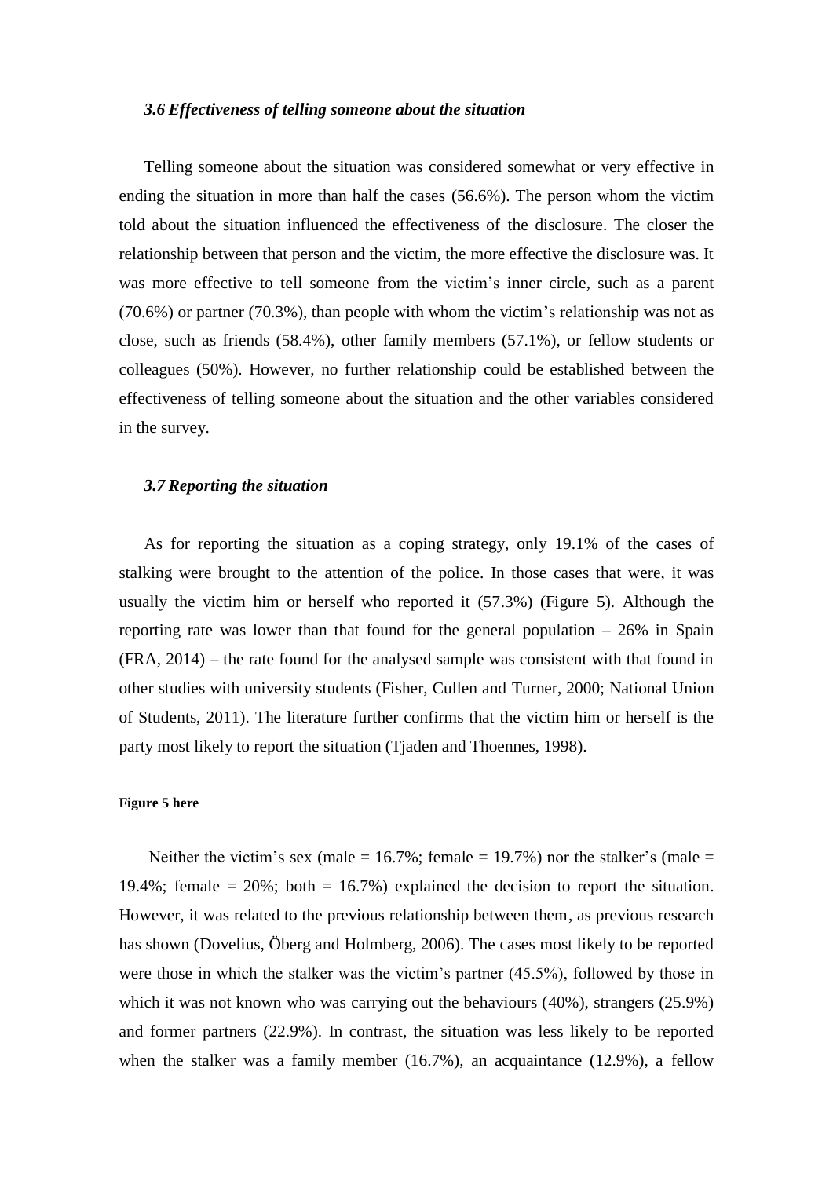### *3.6 Effectiveness of telling someone about the situation*

Telling someone about the situation was considered somewhat or very effective in ending the situation in more than half the cases (56.6%). The person whom the victim told about the situation influenced the effectiveness of the disclosure. The closer the relationship between that person and the victim, the more effective the disclosure was. It was more effective to tell someone from the victim's inner circle, such as a parent (70.6%) or partner (70.3%), than people with whom the victim's relationship was not as close, such as friends (58.4%), other family members (57.1%), or fellow students or colleagues (50%). However, no further relationship could be established between the effectiveness of telling someone about the situation and the other variables considered in the survey.

### *3.7 Reporting the situation*

As for reporting the situation as a coping strategy, only 19.1% of the cases of stalking were brought to the attention of the police. In those cases that were, it was usually the victim him or herself who reported it (57.3%) (Figure 5). Although the reporting rate was lower than that found for the general population – 26% in Spain (FRA, 2014) – the rate found for the analysed sample was consistent with that found in other studies with university students (Fisher, Cullen and Turner, 2000; National Union of Students, 2011). The literature further confirms that the victim him or herself is the party most likely to report the situation (Tjaden and Thoennes, 1998).

**Figure 5 here**

Neither the victim's sex (male = 16.7%; female = 19.7%) nor the stalker's (male = 19.4%; female = 20%; both = 16.7%) explained the decision to report the situation. However, it was related to the previous relationship between them, as previous research has shown (Dovelius, Öberg and Holmberg, 2006). The cases most likely to be reported were those in which the stalker was the victim's partner (45.5%), followed by those in which it was not known who was carrying out the behaviours (40%), strangers (25.9%) and former partners (22.9%). In contrast, the situation was less likely to be reported when the stalker was a family member (16.7%), an acquaintance (12.9%), a fellow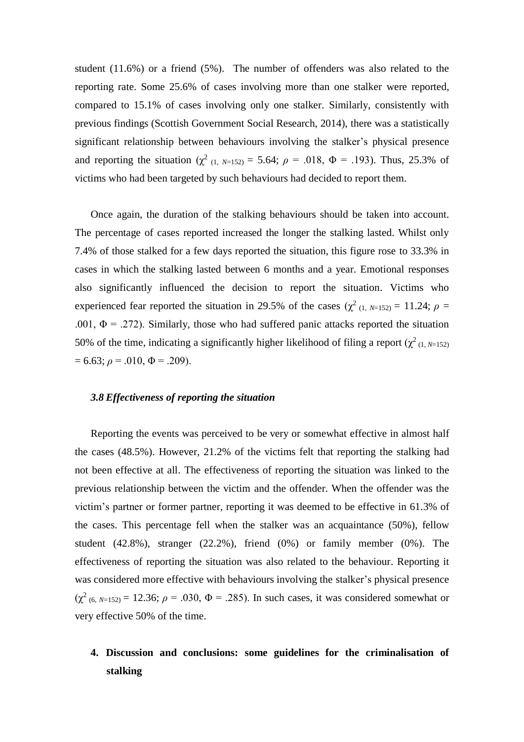student (11.6%) or a friend (5%). The number of offenders was also related to the reporting rate. Some 25.6% of cases involving more than one stalker were reported, compared to 15.1% of cases involving only one stalker. Similarly, consistently with previous findings (Scottish Government Social Research, 2014), there was a statistically significant relationship between behaviours involving the stalker's physical presence and reporting the situation ($\chi^2_{(1,\ N=152)} = 5.64$; $\rho = .018$, $\Phi = .193$). Thus, 25.3% of victims who had been targeted by such behaviours had decided to report them.

Once again, the duration of the stalking behaviours should be taken into account. The percentage of cases reported increased the longer the stalking lasted. Whilst only 7.4% of those stalked for a few days reported the situation, this figure rose to 33.3% in cases in which the stalking lasted between 6 months and a year. Emotional responses also significantly influenced the decision to report the situation. Victims who experienced fear reported the situation in 29.5% of the cases ($\chi^2_{(1,\ N=152)} = 11.24$; $\rho = .001$, $\Phi = .272$). Similarly, those who had suffered panic attacks reported the situation 50% of the time, indicating a significantly higher likelihood of filing a report ($\chi^2_{(1,\ N=152)} = 6.63$; $\rho = .010$, $\Phi = .209$).

### *3.8 Effectiveness of reporting the situation*

Reporting the events was perceived to be very or somewhat effective in almost half the cases (48.5%). However, 21.2% of the victims felt that reporting the stalking had not been effective at all. The effectiveness of reporting the situation was linked to the previous relationship between the victim and the offender. When the offender was the victim's partner or former partner, reporting it was deemed to be effective in 61.3% of the cases. This percentage fell when the stalker was an acquaintance (50%), fellow student (42.8%), stranger (22.2%), friend (0%) or family member (0%). The effectiveness of reporting the situation was also related to the behaviour. Reporting it was considered more effective with behaviours involving the stalker's physical presence ($\chi^2_{(6,\ N=152)} = 12.36$; $\rho = .030$, $\Phi = .285$). In such cases, it was considered somewhat or very effective 50% of the time.

## 4. Discussion and conclusions: some guidelines for the criminalisation of stalking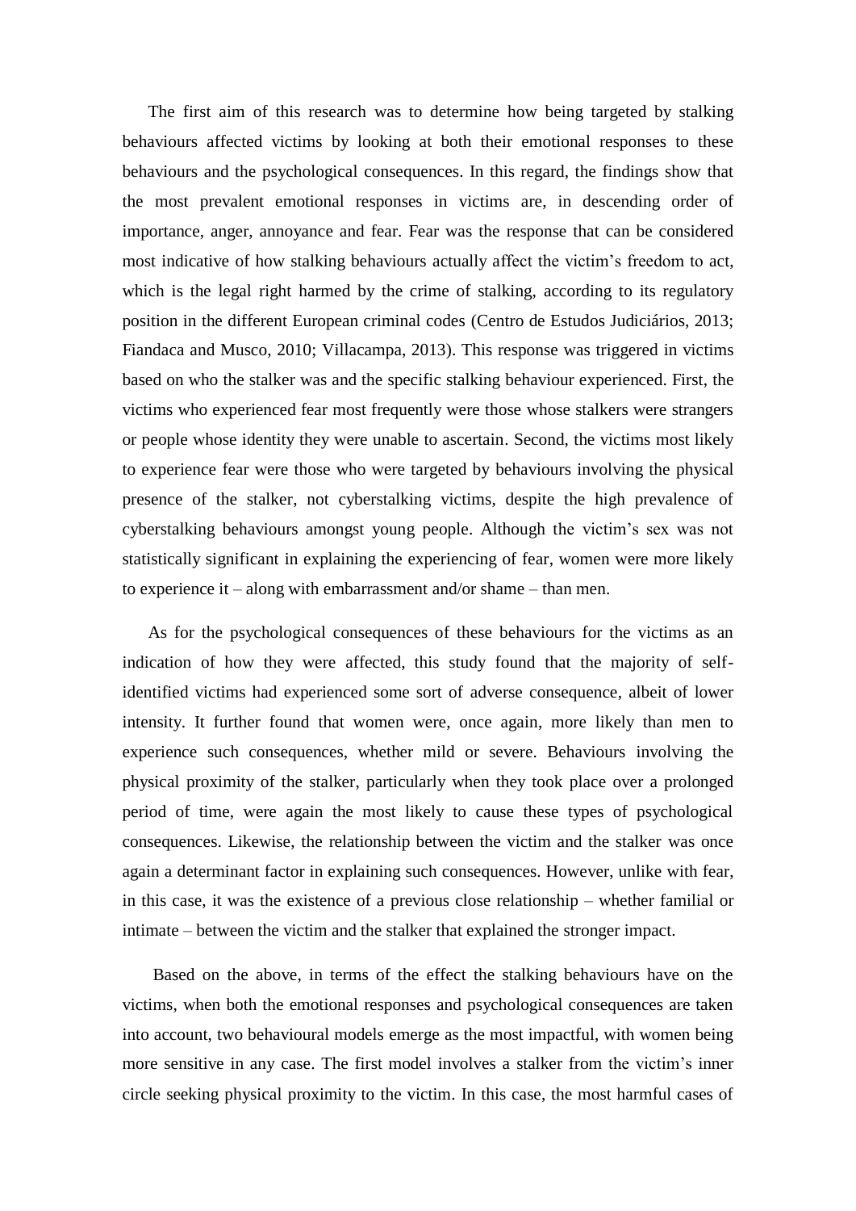The first aim of this research was to determine how being targeted by stalking behaviours affected victims by looking at both their emotional responses to these behaviours and the psychological consequences. In this regard, the findings show that the most prevalent emotional responses in victims are, in descending order of importance, anger, annoyance and fear. Fear was the response that can be considered most indicative of how stalking behaviours actually affect the victim's freedom to act, which is the legal right harmed by the crime of stalking, according to its regulatory position in the different European criminal codes (Centro de Estudos Judiciários, 2013; Fiandaca and Musco, 2010; Villacampa, 2013). This response was triggered in victims based on who the stalker was and the specific stalking behaviour experienced. First, the victims who experienced fear most frequently were those whose stalkers were strangers or people whose identity they were unable to ascertain. Second, the victims most likely to experience fear were those who were targeted by behaviours involving the physical presence of the stalker, not cyberstalking victims, despite the high prevalence of cyberstalking behaviours amongst young people. Although the victim's sex was not statistically significant in explaining the experiencing of fear, women were more likely to experience it – along with embarrassment and/or shame – than men.

As for the psychological consequences of these behaviours for the victims as an indication of how they were affected, this study found that the majority of self-identified victims had experienced some sort of adverse consequence, albeit of lower intensity. It further found that women were, once again, more likely than men to experience such consequences, whether mild or severe. Behaviours involving the physical proximity of the stalker, particularly when they took place over a prolonged period of time, were again the most likely to cause these types of psychological consequences. Likewise, the relationship between the victim and the stalker was once again a determinant factor in explaining such consequences. However, unlike with fear, in this case, it was the existence of a previous close relationship – whether familial or intimate – between the victim and the stalker that explained the stronger impact.

Based on the above, in terms of the effect the stalking behaviours have on the victims, when both the emotional responses and psychological consequences are taken into account, two behavioural models emerge as the most impactful, with women being more sensitive in any case. The first model involves a stalker from the victim's inner circle seeking physical proximity to the victim. In this case, the most harmful cases of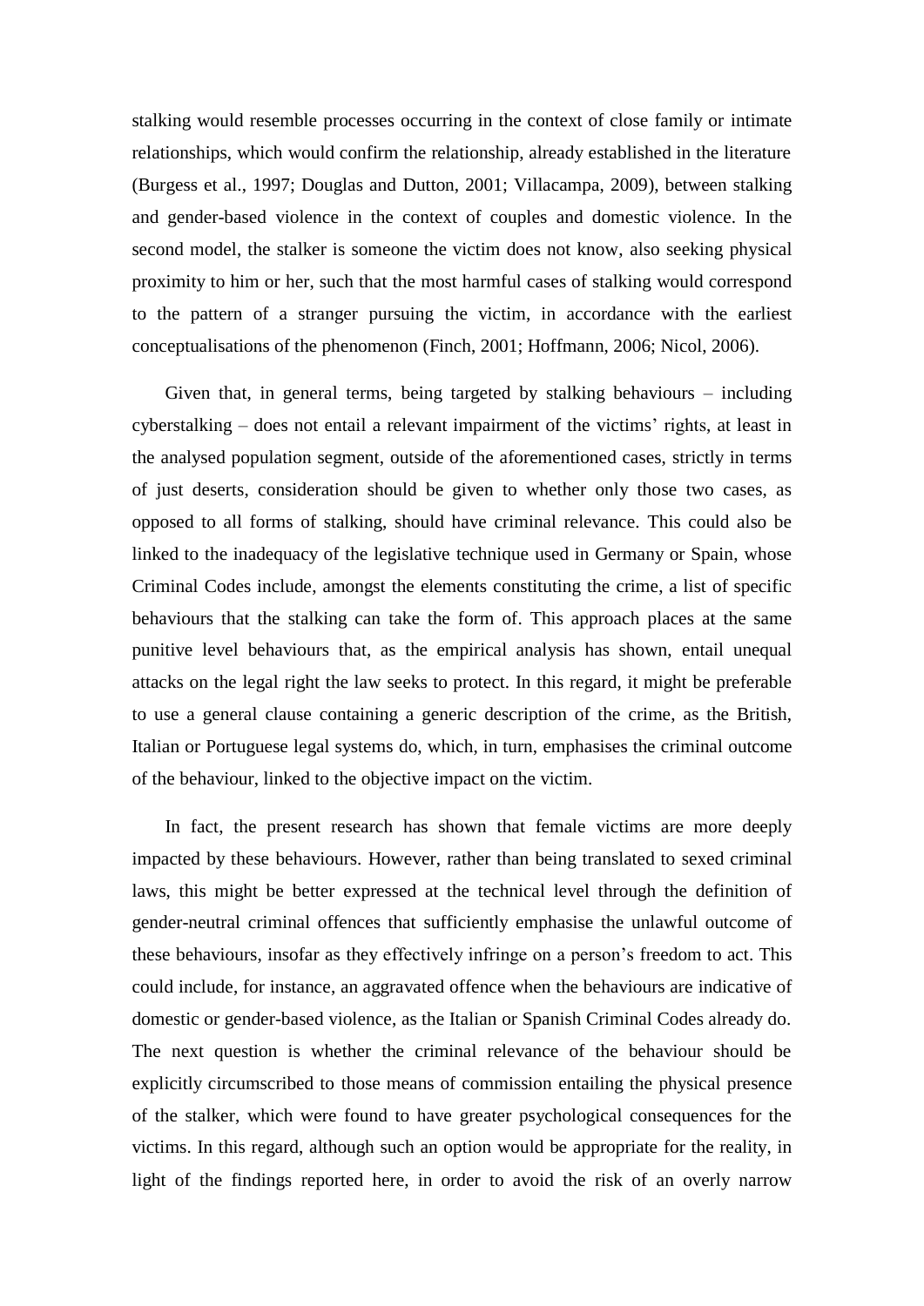stalking would resemble processes occurring in the context of close family or intimate relationships, which would confirm the relationship, already established in the literature (Burgess et al., 1997; Douglas and Dutton, 2001; Villacampa, 2009), between stalking and gender-based violence in the context of couples and domestic violence. In the second model, the stalker is someone the victim does not know, also seeking physical proximity to him or her, such that the most harmful cases of stalking would correspond to the pattern of a stranger pursuing the victim, in accordance with the earliest conceptualisations of the phenomenon (Finch, 2001; Hoffmann, 2006; Nicol, 2006).

Given that, in general terms, being targeted by stalking behaviours – including cyberstalking – does not entail a relevant impairment of the victims' rights, at least in the analysed population segment, outside of the aforementioned cases, strictly in terms of just deserts, consideration should be given to whether only those two cases, as opposed to all forms of stalking, should have criminal relevance. This could also be linked to the inadequacy of the legislative technique used in Germany or Spain, whose Criminal Codes include, amongst the elements constituting the crime, a list of specific behaviours that the stalking can take the form of. This approach places at the same punitive level behaviours that, as the empirical analysis has shown, entail unequal attacks on the legal right the law seeks to protect. In this regard, it might be preferable to use a general clause containing a generic description of the crime, as the British, Italian or Portuguese legal systems do, which, in turn, emphasises the criminal outcome of the behaviour, linked to the objective impact on the victim.

In fact, the present research has shown that female victims are more deeply impacted by these behaviours. However, rather than being translated to sexed criminal laws, this might be better expressed at the technical level through the definition of gender-neutral criminal offences that sufficiently emphasise the unlawful outcome of these behaviours, insofar as they effectively infringe on a person's freedom to act. This could include, for instance, an aggravated offence when the behaviours are indicative of domestic or gender-based violence, as the Italian or Spanish Criminal Codes already do. The next question is whether the criminal relevance of the behaviour should be explicitly circumscribed to those means of commission entailing the physical presence of the stalker, which were found to have greater psychological consequences for the victims. In this regard, although such an option would be appropriate for the reality, in light of the findings reported here, in order to avoid the risk of an overly narrow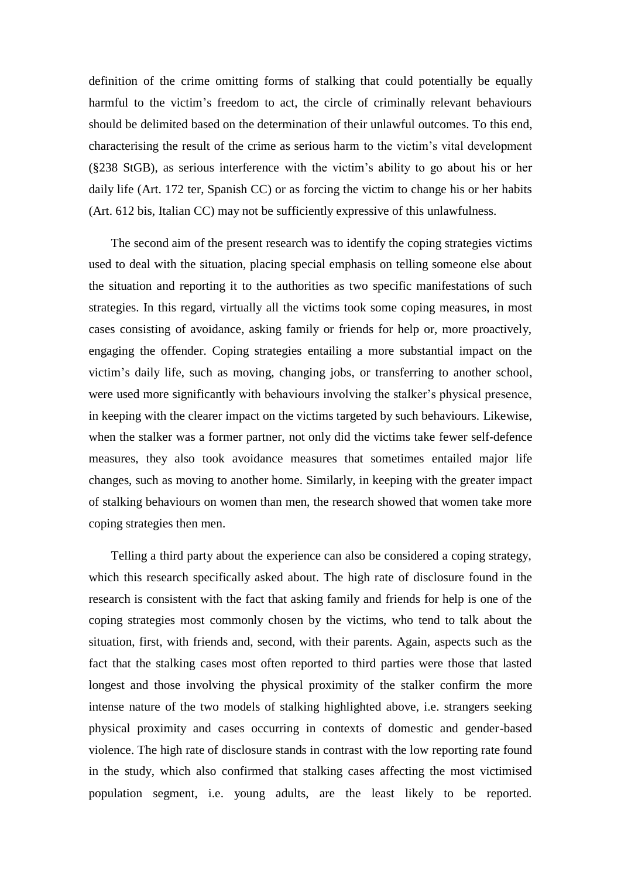definition of the crime omitting forms of stalking that could potentially be equally harmful to the victim's freedom to act, the circle of criminally relevant behaviours should be delimited based on the determination of their unlawful outcomes. To this end, characterising the result of the crime as serious harm to the victim's vital development (§238 StGB), as serious interference with the victim's ability to go about his or her daily life (Art. 172 ter, Spanish CC) or as forcing the victim to change his or her habits (Art. 612 bis, Italian CC) may not be sufficiently expressive of this unlawfulness.

The second aim of the present research was to identify the coping strategies victims used to deal with the situation, placing special emphasis on telling someone else about the situation and reporting it to the authorities as two specific manifestations of such strategies. In this regard, virtually all the victims took some coping measures, in most cases consisting of avoidance, asking family or friends for help or, more proactively, engaging the offender. Coping strategies entailing a more substantial impact on the victim's daily life, such as moving, changing jobs, or transferring to another school, were used more significantly with behaviours involving the stalker's physical presence, in keeping with the clearer impact on the victims targeted by such behaviours. Likewise, when the stalker was a former partner, not only did the victims take fewer self-defence measures, they also took avoidance measures that sometimes entailed major life changes, such as moving to another home. Similarly, in keeping with the greater impact of stalking behaviours on women than men, the research showed that women take more coping strategies then men.

Telling a third party about the experience can also be considered a coping strategy, which this research specifically asked about. The high rate of disclosure found in the research is consistent with the fact that asking family and friends for help is one of the coping strategies most commonly chosen by the victims, who tend to talk about the situation, first, with friends and, second, with their parents. Again, aspects such as the fact that the stalking cases most often reported to third parties were those that lasted longest and those involving the physical proximity of the stalker confirm the more intense nature of the two models of stalking highlighted above, i.e. strangers seeking physical proximity and cases occurring in contexts of domestic and gender-based violence. The high rate of disclosure stands in contrast with the low reporting rate found in the study, which also confirmed that stalking cases affecting the most victimised population segment, i.e. young adults, are the least likely to be reported.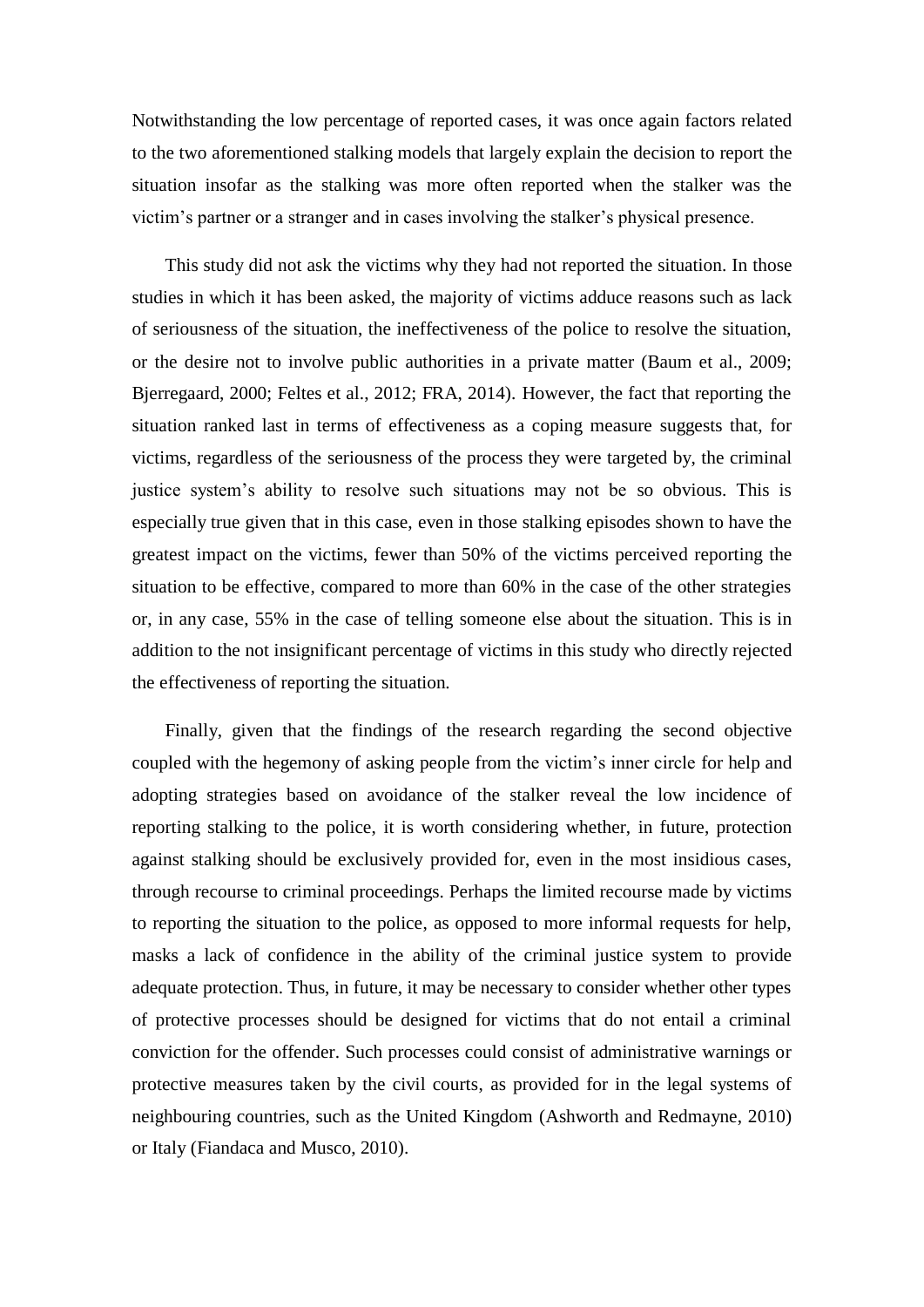Notwithstanding the low percentage of reported cases, it was once again factors related to the two aforementioned stalking models that largely explain the decision to report the situation insofar as the stalking was more often reported when the stalker was the victim's partner or a stranger and in cases involving the stalker's physical presence.

This study did not ask the victims why they had not reported the situation. In those studies in which it has been asked, the majority of victims adduce reasons such as lack of seriousness of the situation, the ineffectiveness of the police to resolve the situation, or the desire not to involve public authorities in a private matter (Baum et al., 2009; Bjerregaard, 2000; Feltes et al., 2012; FRA, 2014). However, the fact that reporting the situation ranked last in terms of effectiveness as a coping measure suggests that, for victims, regardless of the seriousness of the process they were targeted by, the criminal justice system's ability to resolve such situations may not be so obvious. This is especially true given that in this case, even in those stalking episodes shown to have the greatest impact on the victims, fewer than 50% of the victims perceived reporting the situation to be effective, compared to more than 60% in the case of the other strategies or, in any case, 55% in the case of telling someone else about the situation. This is in addition to the not insignificant percentage of victims in this study who directly rejected the effectiveness of reporting the situation.

Finally, given that the findings of the research regarding the second objective coupled with the hegemony of asking people from the victim's inner circle for help and adopting strategies based on avoidance of the stalker reveal the low incidence of reporting stalking to the police, it is worth considering whether, in future, protection against stalking should be exclusively provided for, even in the most insidious cases, through recourse to criminal proceedings. Perhaps the limited recourse made by victims to reporting the situation to the police, as opposed to more informal requests for help, masks a lack of confidence in the ability of the criminal justice system to provide adequate protection. Thus, in future, it may be necessary to consider whether other types of protective processes should be designed for victims that do not entail a criminal conviction for the offender. Such processes could consist of administrative warnings or protective measures taken by the civil courts, as provided for in the legal systems of neighbouring countries, such as the United Kingdom (Ashworth and Redmayne, 2010) or Italy (Fiandaca and Musco, 2010).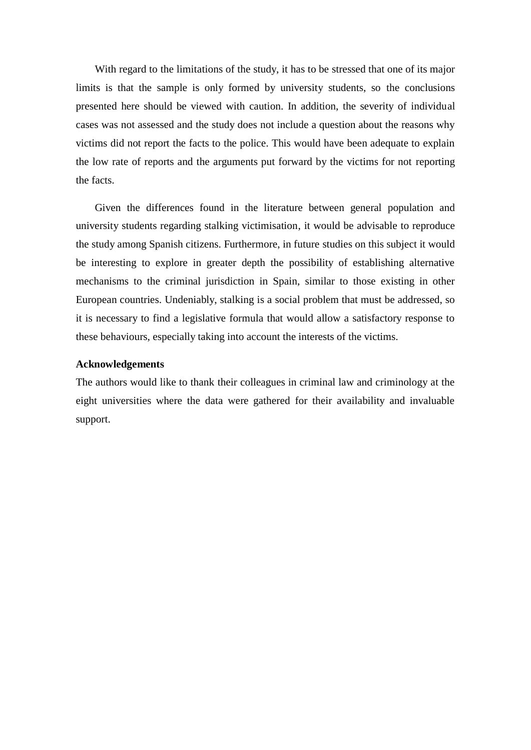With regard to the limitations of the study, it has to be stressed that one of its major limits is that the sample is only formed by university students, so the conclusions presented here should be viewed with caution. In addition, the severity of individual cases was not assessed and the study does not include a question about the reasons why victims did not report the facts to the police. This would have been adequate to explain the low rate of reports and the arguments put forward by the victims for not reporting the facts.

Given the differences found in the literature between general population and university students regarding stalking victimisation, it would be advisable to reproduce the study among Spanish citizens. Furthermore, in future studies on this subject it would be interesting to explore in greater depth the possibility of establishing alternative mechanisms to the criminal jurisdiction in Spain, similar to those existing in other European countries. Undeniably, stalking is a social problem that must be addressed, so it is necessary to find a legislative formula that would allow a satisfactory response to these behaviours, especially taking into account the interests of the victims.

**Acknowledgements**

The authors would like to thank their colleagues in criminal law and criminology at the eight universities where the data were gathered for their availability and invaluable support.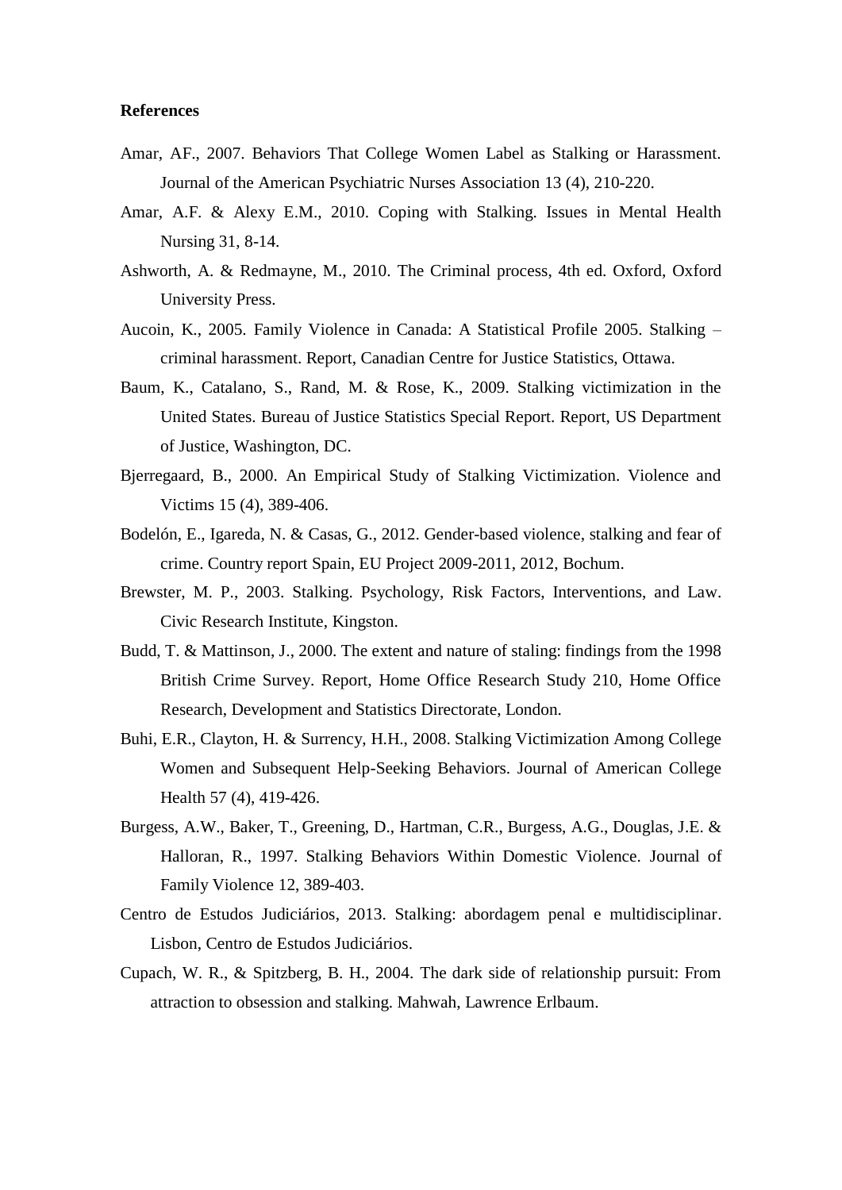**References**

Amar, AF., 2007. Behaviors That College Women Label as Stalking or Harassment. Journal of the American Psychiatric Nurses Association 13 (4), 210-220.

Amar, A.F. & Alexy E.M., 2010. Coping with Stalking. Issues in Mental Health Nursing 31, 8-14.

Ashworth, A. & Redmayne, M., 2010. The Criminal process, 4th ed. Oxford, Oxford University Press.

Aucoin, K., 2005. Family Violence in Canada: A Statistical Profile 2005. Stalking – criminal harassment. Report, Canadian Centre for Justice Statistics, Ottawa.

Baum, K., Catalano, S., Rand, M. & Rose, K., 2009. Stalking victimization in the United States. Bureau of Justice Statistics Special Report. Report, US Department of Justice, Washington, DC.

Bjerregaard, B., 2000. An Empirical Study of Stalking Victimization. Violence and Victims 15 (4), 389-406.

Bodelón, E., Igareda, N. & Casas, G., 2012. Gender-based violence, stalking and fear of crime. Country report Spain, EU Project 2009-2011, 2012, Bochum.

Brewster, M. P., 2003. Stalking. Psychology, Risk Factors, Interventions, and Law. Civic Research Institute, Kingston.

Budd, T. & Mattinson, J., 2000. The extent and nature of staling: findings from the 1998 British Crime Survey. Report, Home Office Research Study 210, Home Office Research, Development and Statistics Directorate, London.

Buhi, E.R., Clayton, H. & Surrency, H.H., 2008. Stalking Victimization Among College Women and Subsequent Help-Seeking Behaviors. Journal of American College Health 57 (4), 419-426.

Burgess, A.W., Baker, T., Greening, D., Hartman, C.R., Burgess, A.G., Douglas, J.E. & Halloran, R., 1997. Stalking Behaviors Within Domestic Violence. Journal of Family Violence 12, 389-403.

Centro de Estudos Judiciários, 2013. Stalking: abordagem penal e multidisciplinar. Lisbon, Centro de Estudos Judiciários.

Cupach, W. R., & Spitzberg, B. H., 2004. The dark side of relationship pursuit: From attraction to obsession and stalking. Mahwah, Lawrence Erlbaum.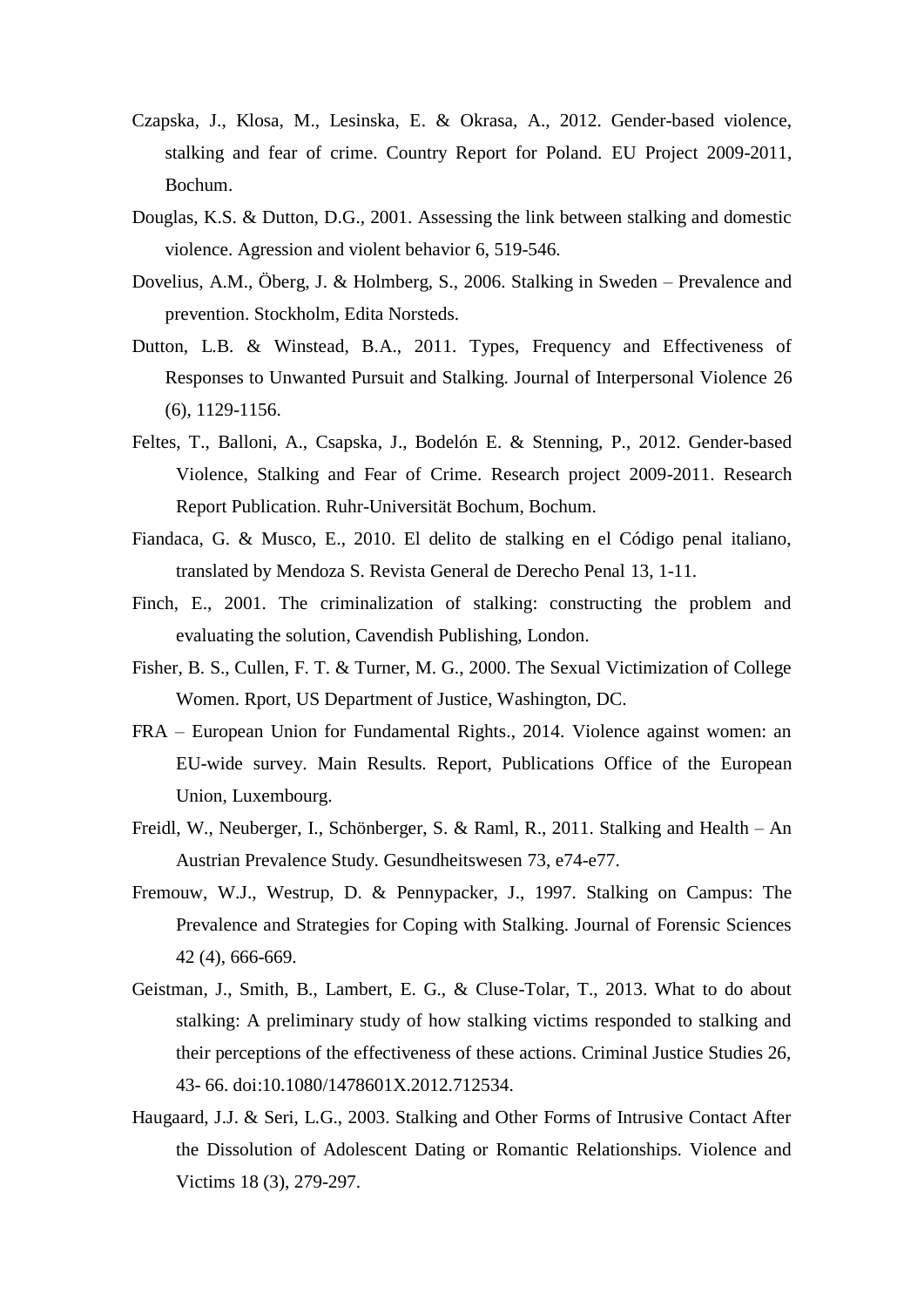Czapska, J., Klosa, M., Lesinska, E. & Okrasa, A., 2012. Gender-based violence, stalking and fear of crime. Country Report for Poland. EU Project 2009-2011, Bochum.

Douglas, K.S. & Dutton, D.G., 2001. Assessing the link between stalking and domestic violence. Agression and violent behavior 6, 519-546.

Dovelius, A.M., Öberg, J. & Holmberg, S., 2006. Stalking in Sweden – Prevalence and prevention. Stockholm, Edita Norsteds.

Dutton, L.B. & Winstead, B.A., 2011. Types, Frequency and Effectiveness of Responses to Unwanted Pursuit and Stalking. Journal of Interpersonal Violence 26 (6), 1129-1156.

Feltes, T., Balloni, A., Csapska, J., Bodelón E. & Stenning, P., 2012. Gender-based Violence, Stalking and Fear of Crime. Research project 2009-2011. Research Report Publication. Ruhr-Universität Bochum, Bochum.

Fiandaca, G. & Musco, E., 2010. El delito de stalking en el Código penal italiano, translated by Mendoza S. Revista General de Derecho Penal 13, 1-11.

Finch, E., 2001. The criminalization of stalking: constructing the problem and evaluating the solution, Cavendish Publishing, London.

Fisher, B. S., Cullen, F. T. & Turner, M. G., 2000. The Sexual Victimization of College Women. Rport, US Department of Justice, Washington, DC.

FRA – European Union for Fundamental Rights., 2014. Violence against women: an EU-wide survey. Main Results. Report, Publications Office of the European Union, Luxembourg.

Freidl, W., Neuberger, I., Schönberger, S. & Raml, R., 2011. Stalking and Health – An Austrian Prevalence Study. Gesundheitswesen 73, e74-e77.

Fremouw, W.J., Westrup, D. & Pennypacker, J., 1997. Stalking on Campus: The Prevalence and Strategies for Coping with Stalking. Journal of Forensic Sciences 42 (4), 666-669.

Geistman, J., Smith, B., Lambert, E. G., & Cluse-Tolar, T., 2013. What to do about stalking: A preliminary study of how stalking victims responded to stalking and their perceptions of the effectiveness of these actions. Criminal Justice Studies 26, 43- 66. doi:10.1080/1478601X.2012.712534.

Haugaard, J.J. & Seri, L.G., 2003. Stalking and Other Forms of Intrusive Contact After the Dissolution of Adolescent Dating or Romantic Relationships. Violence and Victims 18 (3), 279-297.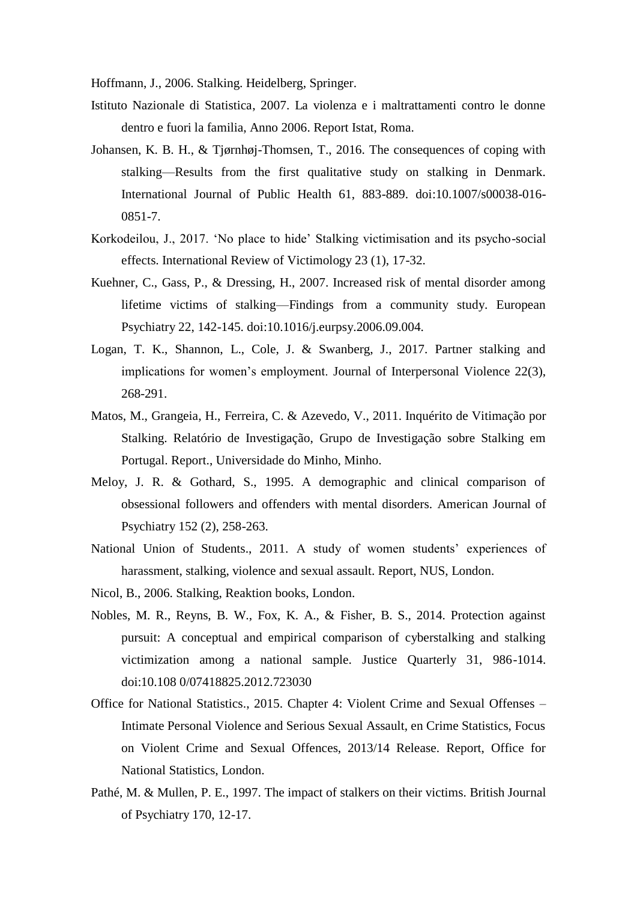Hoffmann, J., 2006. Stalking. Heidelberg, Springer.

Istituto Nazionale di Statistica, 2007. La violenza e i maltrattamenti contro le donne dentro e fuori la familia, Anno 2006. Report Istat, Roma.

Johansen, K. B. H., & Tjørnhøj-Thomsen, T., 2016. The consequences of coping with stalking—Results from the first qualitative study on stalking in Denmark. International Journal of Public Health 61, 883-889. doi:10.1007/s00038-016-0851-7.

Korkodeilou, J., 2017. 'No place to hide' Stalking victimisation and its psycho-social effects. International Review of Victimology 23 (1), 17-32.

Kuehner, C., Gass, P., & Dressing, H., 2007. Increased risk of mental disorder among lifetime victims of stalking—Findings from a community study. European Psychiatry 22, 142-145. doi:10.1016/j.eurpsy.2006.09.004.

Logan, T. K., Shannon, L., Cole, J. & Swanberg, J., 2017. Partner stalking and implications for women's employment. Journal of Interpersonal Violence 22(3), 268-291.

Matos, M., Grangeia, H., Ferreira, C. & Azevedo, V., 2011. Inquérito de Vitimação por Stalking. Relatório de Investigação, Grupo de Investigação sobre Stalking em Portugal. Report., Universidade do Minho, Minho.

Meloy, J. R. & Gothard, S., 1995. A demographic and clinical comparison of obsessional followers and offenders with mental disorders. American Journal of Psychiatry 152 (2), 258-263.

National Union of Students., 2011. A study of women students' experiences of harassment, stalking, violence and sexual assault. Report, NUS, London.

Nicol, B., 2006. Stalking, Reaktion books, London.

Nobles, M. R., Reyns, B. W., Fox, K. A., & Fisher, B. S., 2014. Protection against pursuit: A conceptual and empirical comparison of cyberstalking and stalking victimization among a national sample. Justice Quarterly 31, 986-1014. doi:10.108 0/07418825.2012.723030

Office for National Statistics., 2015. Chapter 4: Violent Crime and Sexual Offenses – Intimate Personal Violence and Serious Sexual Assault, en Crime Statistics, Focus on Violent Crime and Sexual Offences, 2013/14 Release. Report, Office for National Statistics, London.

Pathé, M. & Mullen, P. E., 1997. The impact of stalkers on their victims. British Journal of Psychiatry 170, 12-17.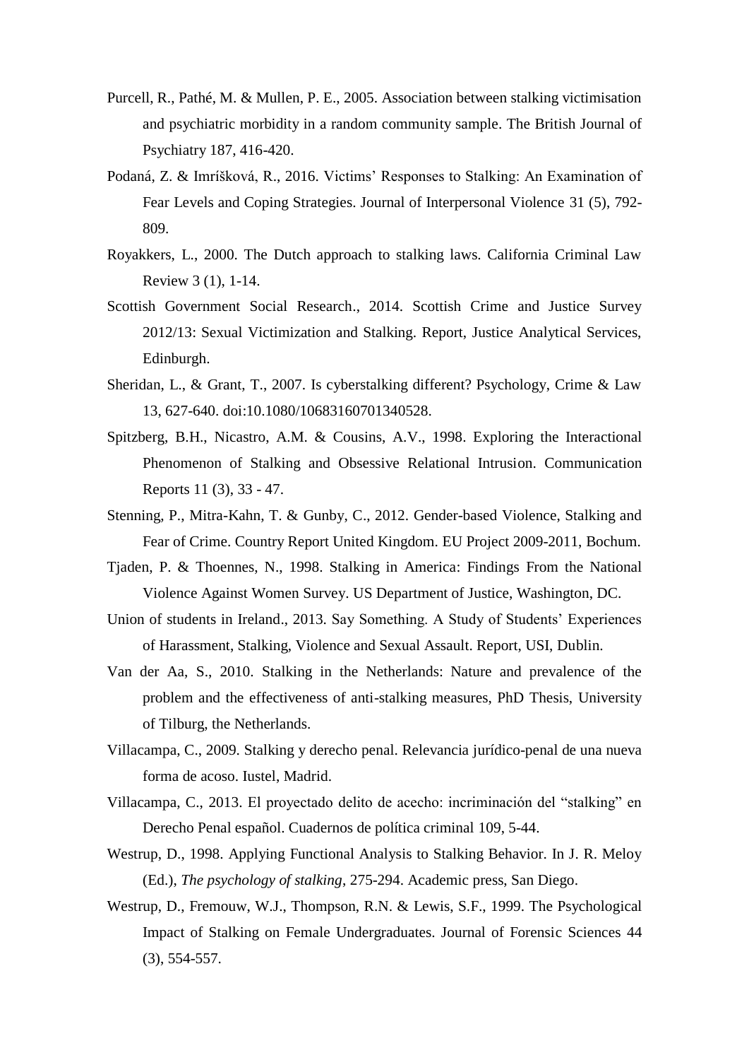Purcell, R., Pathé, M. & Mullen, P. E., 2005. Association between stalking victimisation and psychiatric morbidity in a random community sample. The British Journal of Psychiatry 187, 416-420.

Podaná, Z. & Imríšková, R., 2016. Victims' Responses to Stalking: An Examination of Fear Levels and Coping Strategies. Journal of Interpersonal Violence 31 (5), 792-809.

Royakkers, L., 2000. The Dutch approach to stalking laws. California Criminal Law Review 3 (1), 1-14.

Scottish Government Social Research., 2014. Scottish Crime and Justice Survey 2012/13: Sexual Victimization and Stalking. Report, Justice Analytical Services, Edinburgh.

Sheridan, L., & Grant, T., 2007. Is cyberstalking different? Psychology, Crime & Law 13, 627-640. doi:10.1080/10683160701340528.

Spitzberg, B.H., Nicastro, A.M. & Cousins, A.V., 1998. Exploring the Interactional Phenomenon of Stalking and Obsessive Relational Intrusion. Communication Reports 11 (3), 33 - 47.

Stenning, P., Mitra-Kahn, T. & Gunby, C., 2012. Gender-based Violence, Stalking and Fear of Crime. Country Report United Kingdom. EU Project 2009-2011, Bochum.

Tjaden, P. & Thoennes, N., 1998. Stalking in America: Findings From the National Violence Against Women Survey. US Department of Justice, Washington, DC.

Union of students in Ireland., 2013. Say Something. A Study of Students' Experiences of Harassment, Stalking, Violence and Sexual Assault. Report, USI, Dublin.

Van der Aa, S., 2010. Stalking in the Netherlands: Nature and prevalence of the problem and the effectiveness of anti-stalking measures, PhD Thesis, University of Tilburg, the Netherlands.

Villacampa, C., 2009. Stalking y derecho penal. Relevancia jurídico-penal de una nueva forma de acoso. Iustel, Madrid.

Villacampa, C., 2013. El proyectado delito de acecho: incriminación del "stalking" en Derecho Penal español. Cuadernos de política criminal 109, 5-44.

Westrup, D., 1998. Applying Functional Analysis to Stalking Behavior. In J. R. Meloy (Ed.), *The psychology of stalking*, 275-294. Academic press, San Diego.

Westrup, D., Fremouw, W.J., Thompson, R.N. & Lewis, S.F., 1999. The Psychological Impact of Stalking on Female Undergraduates. Journal of Forensic Sciences 44 (3), 554-557.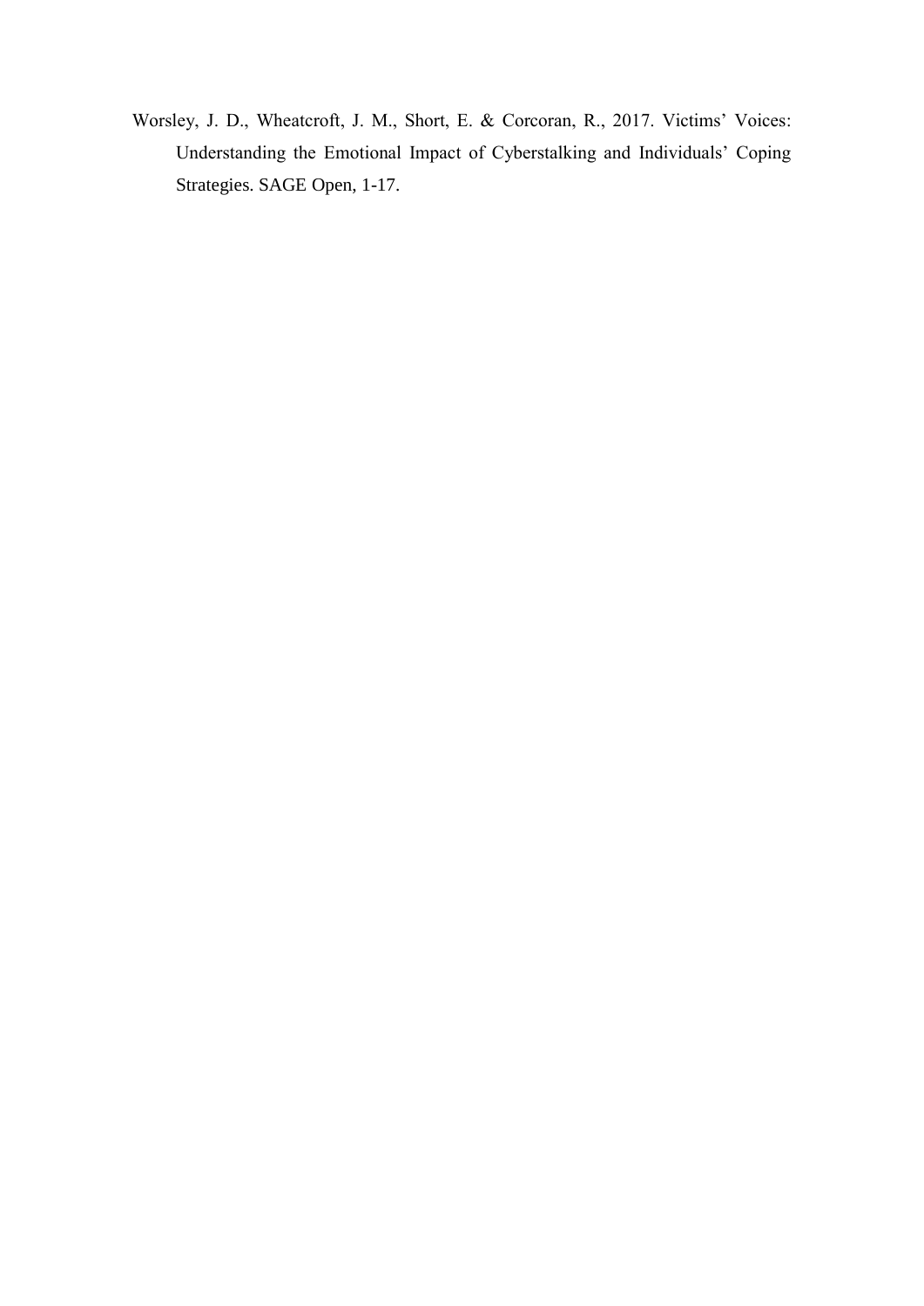Worsley, J. D., Wheatcroft, J. M., Short, E. & Corcoran, R., 2017. Victims' Voices: Understanding the Emotional Impact of Cyberstalking and Individuals' Coping Strategies. SAGE Open, 1-17.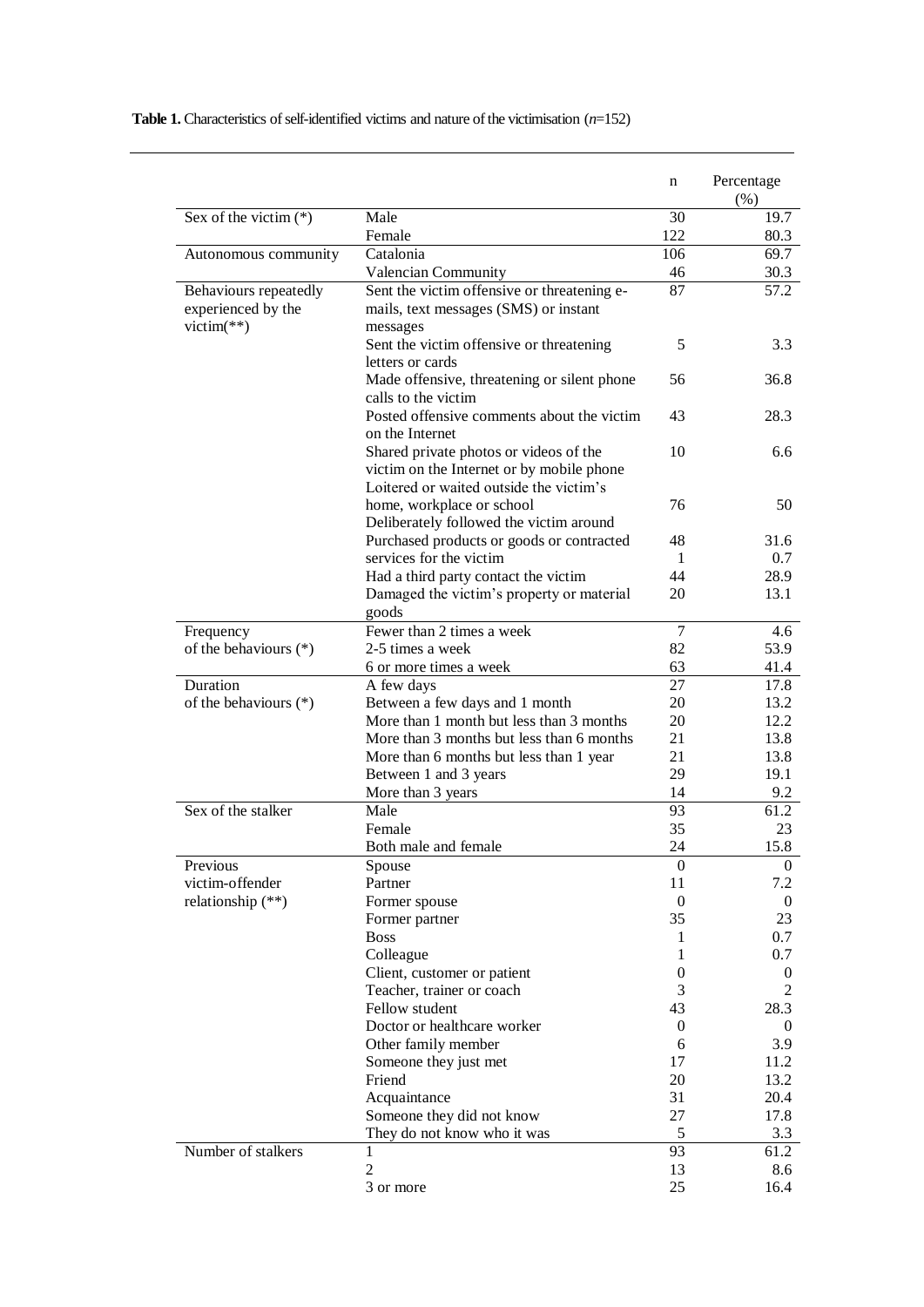**Table 1.** Characteristics of self-identified victims and nature of the victimisation (*n*=152)

| | | n | Percentage (%) |
|---|---|---|---|
| Sex of the victim (*) | Male | 30 | 19.7 |
| | Female | 122 | 80.3 |
| Autonomous community | Catalonia | 106 | 69.7 |
| | Valencian Community | 46 | 30.3 |
| Behaviours repeatedly experienced by the victim(**) | Sent the victim offensive or threatening e-mails, text messages (SMS) or instant messages | 87 | 57.2 |
| | Sent the victim offensive or threatening letters or cards | 5 | 3.3 |
| | Made offensive, threatening or silent phone calls to the victim | 56 | 36.8 |
| | Posted offensive comments about the victim on the Internet | 43 | 28.3 |
| | Shared private photos or videos of the victim on the Internet or by mobile phone | 10 | 6.6 |
| | Loitered or waited outside the victim's home, workplace or school | 76 | 50 |
| | Deliberately followed the victim around | 48 | 31.6 |
| | Purchased products or goods or contracted services for the victim | 1 | 0.7 |
| | Had a third party contact the victim | 44 | 28.9 |
| | Damaged the victim's property or material goods | 20 | 13.1 |
| Frequency of the behaviours (*) | Fewer than 2 times a week | 7 | 4.6 |
| | 2-5 times a week | 82 | 53.9 |
| | 6 or more times a week | 63 | 41.4 |
| Duration of the behaviours (*) | A few days | 27 | 17.8 |
| | Between a few days and 1 month | 20 | 13.2 |
| | More than 1 month but less than 3 months | 20 | 12.2 |
| | More than 3 months but less than 6 months | 21 | 13.8 |
| | More than 6 months but less than 1 year | 21 | 13.8 |
| | Between 1 and 3 years | 29 | 19.1 |
| | More than 3 years | 14 | 9.2 |
| Sex of the stalker | Male | 93 | 61.2 |
| | Female | 35 | 23 |
| | Both male and female | 24 | 15.8 |
| Previous victim-offender relationship (**) | Spouse | 0 | 0 |
| | Partner | 11 | 7.2 |
| | Former spouse | 0 | 0 |
| | Former partner | 35 | 23 |
| | Boss | 1 | 0.7 |
| | Colleague | 1 | 0.7 |
| | Client, customer or patient | 0 | 0 |
| | Teacher, trainer or coach | 3 | 2 |
| | Fellow student | 43 | 28.3 |
| | Doctor or healthcare worker | 0 | 0 |
| | Other family member | 6 | 3.9 |
| | Someone they just met | 17 | 11.2 |
| | Friend | 20 | 13.2 |
| | Acquaintance | 31 | 20.4 |
| | Someone they did not know | 27 | 17.8 |
| | They do not know who it was | 5 | 3.3 |
| Number of stalkers | 1 | 93 | 61.2 |
| | 2 | 13 | 8.6 |
| | 3 or more | 25 | 16.4 |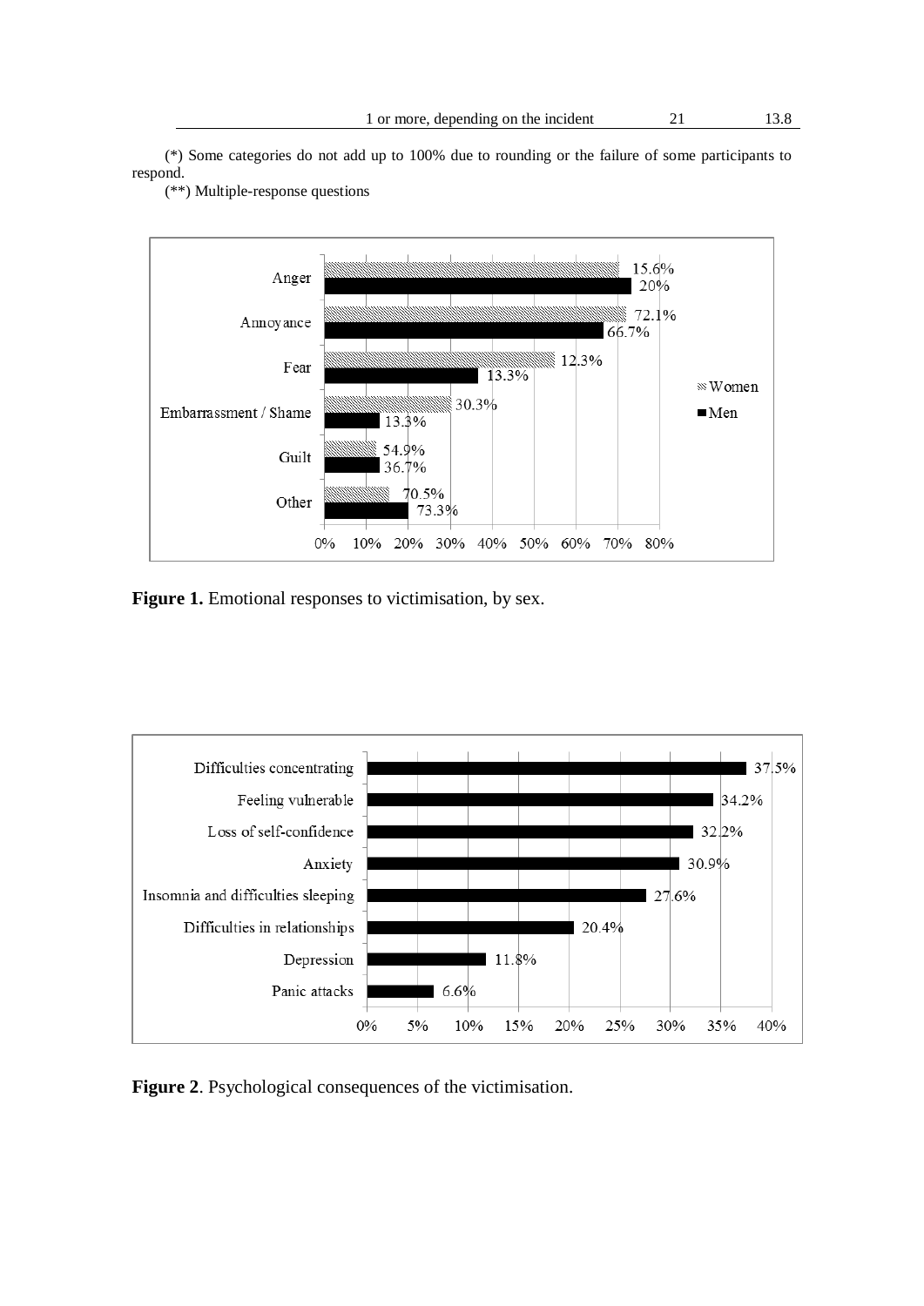| | | |
|---|---|---|
| 1 or more, depending on the incident | 21 | 13.8 |

(*) Some categories do not add up to 100% due to rounding or the failure of some participants to respond.

(**) Multiple-response questions

| | Women | Men |
|---|---|---|
| Anger | 15.6% | 20% |
| Annoyance | 72.1% | 66.7% |
| Fear | 12.3% | 13.3% |
| Embarrassment / Shame | 30.3% | 13.3% |
| Guilt | 54.9% | 36.7% |
| Other | 70.5% | 73.3% |

**Figure 1.** Emotional responses to victimisation, by sex.

| | |
|---|---|
| Difficulties concentrating | 37.5% |
| Feeling vulnerable | 34.2% |
| Loss of self-confidence | 32.2% |
| Anxiety | 30.9% |
| Insomnia and difficulties sleeping | 27.6% |
| Difficulties in relationships | 20.4% |
| Depression | 11.8% |
| Panic attacks | 6.6% |

**Figure 2**. Psychological consequences of the victimisation.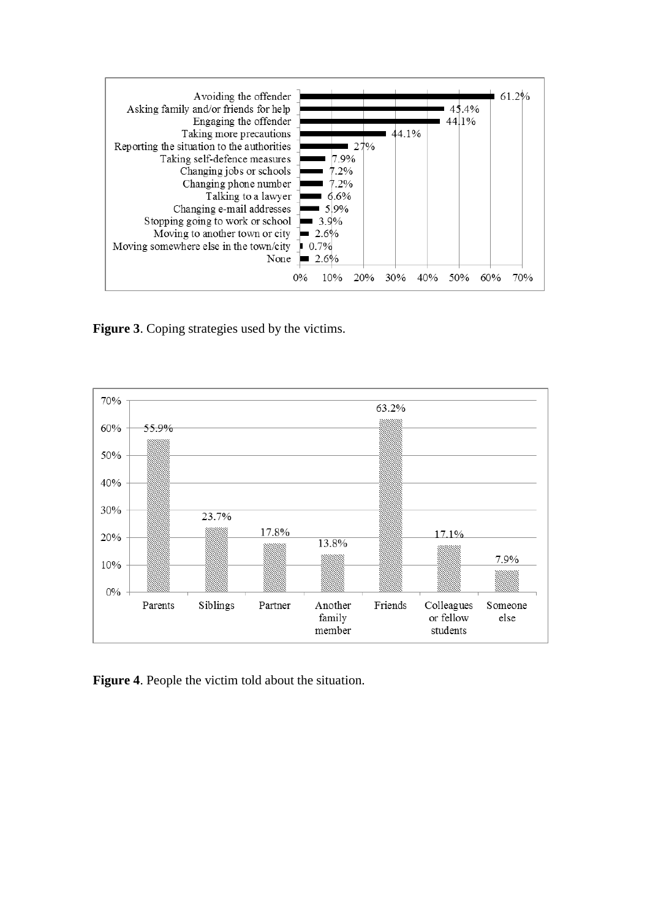| Coping strategy | Percentage |
|---|---|
| Avoiding the offender | 61.2% |
| Asking family and/or friends for help | 45.4% |
| Engaging the offender | 44.1% |
| Taking more precautions | 44.1% |
| Reporting the situation to the authorities | 27% |
| Taking self-defence measures | 7.9% |
| Changing jobs or schools | 7.2% |
| Changing phone number | 7.2% |
| Talking to a lawyer | 6.6% |
| Changing e-mail addresses | 5.9% |
| Stopping going to work or school | 3.9% |
| Moving to another town or city | 2.6% |
| Moving somewhere else in the town/city | 0.7% |
| None | 2.6% |

**Figure 3**. Coping strategies used by the victims.

| Person told | Percentage |
|---|---|
| Parents | 55.9% |
| Siblings | 23.7% |
| Partner | 17.8% |
| Another family member | 13.8% |
| Friends | 63.2% |
| Colleagues or fellow students | 17.1% |
| Someone else | 7.9% |

**Figure 4**. People the victim told about the situation.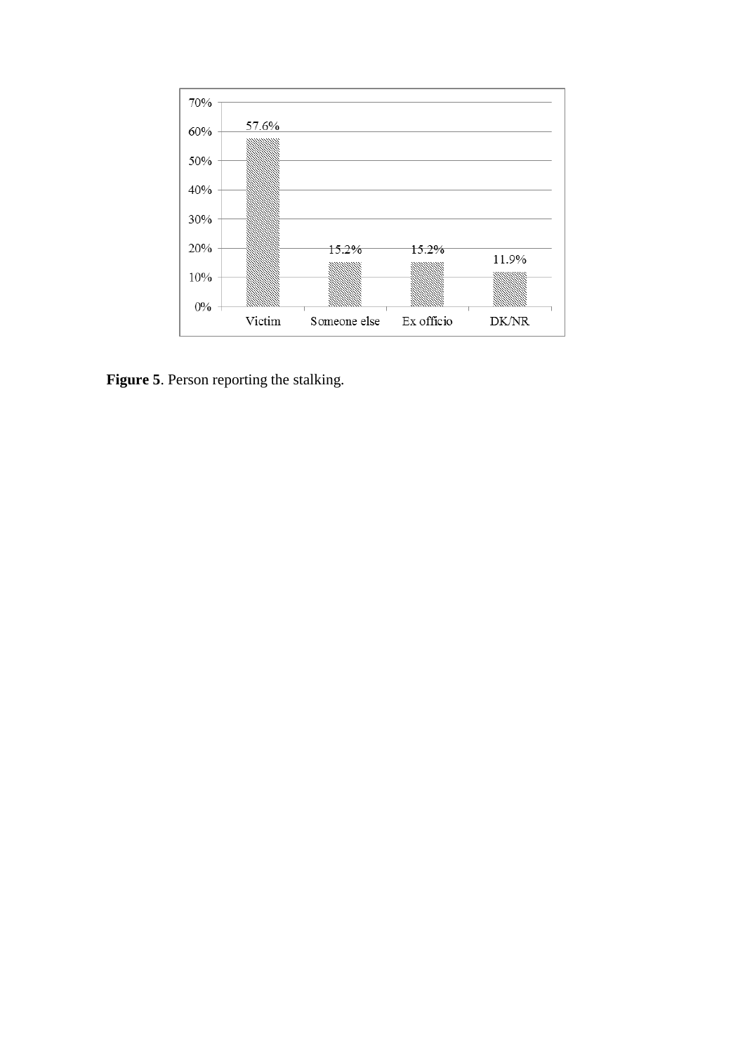70%
60%
50%
40%
30%
20%
10%
0%

57.6%
15.2%
15.2%
11.9%

Victim
Someone else
Ex officio
DK/NR

**Figure 5**. Person reporting the stalking.